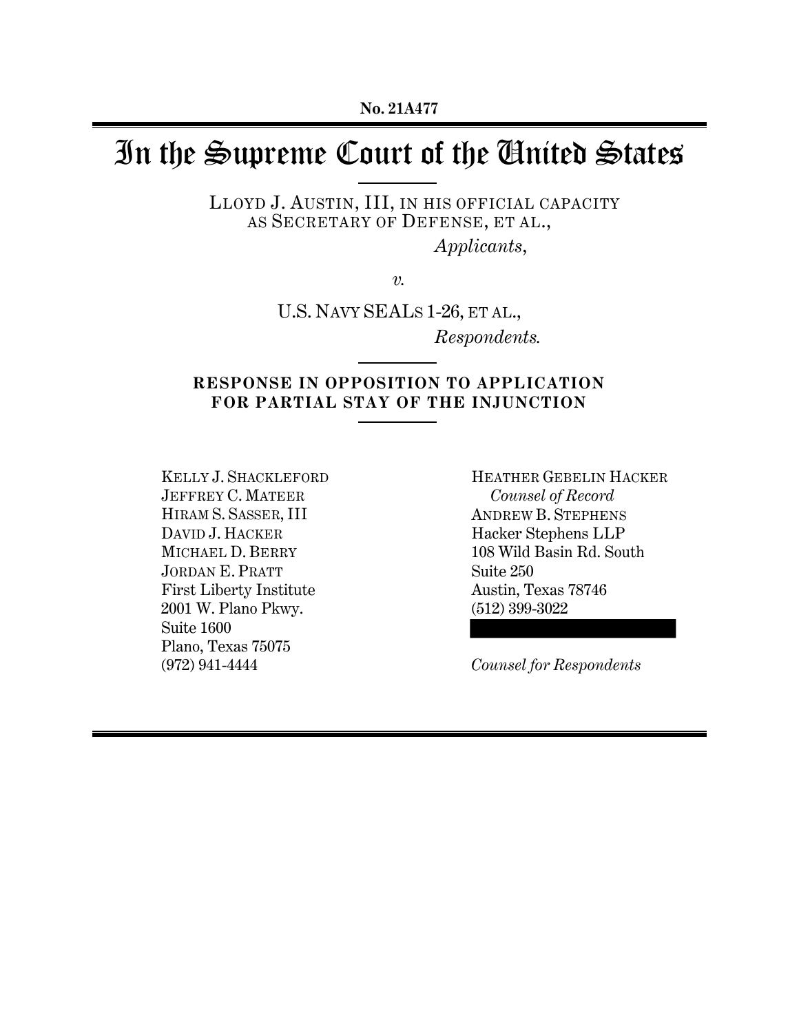No. 21A477

# In the Supreme Court of the United States

LLOYD J. AUSTIN, III, IN HIS OFFICIAL CAPACITY AS SECRETARY OF DEFENSE, ET AL.,

*Applicants*,

*v.*

U.S. NAVY SEALS 1-26, ET AL.,

*Respondents.*

**RESPONSE IN OPPOSITION TO APPLICATION FOR PARTIAL STAY OF THE INJUNCTION**

KELLY J. SHACKLEFORD
JEFFREY C. MATEER
HIRAM S. SASSER, III
DAVID J. HACKER
MICHAEL D. BERRY
JORDAN E. PRATT
First Liberty Institute
2001 W. Plano Pkwy.
Suite 1600
Plano, Texas 75075
(972) 941-4444

HEATHER GEBELIN HACKER
*Counsel of Record*
ANDREW B. STEPHENS
Hacker Stephens LLP
108 Wild Basin Rd. South
Suite 250
Austin, Texas 78746
(512) 399-3022

*Counsel for Respondents*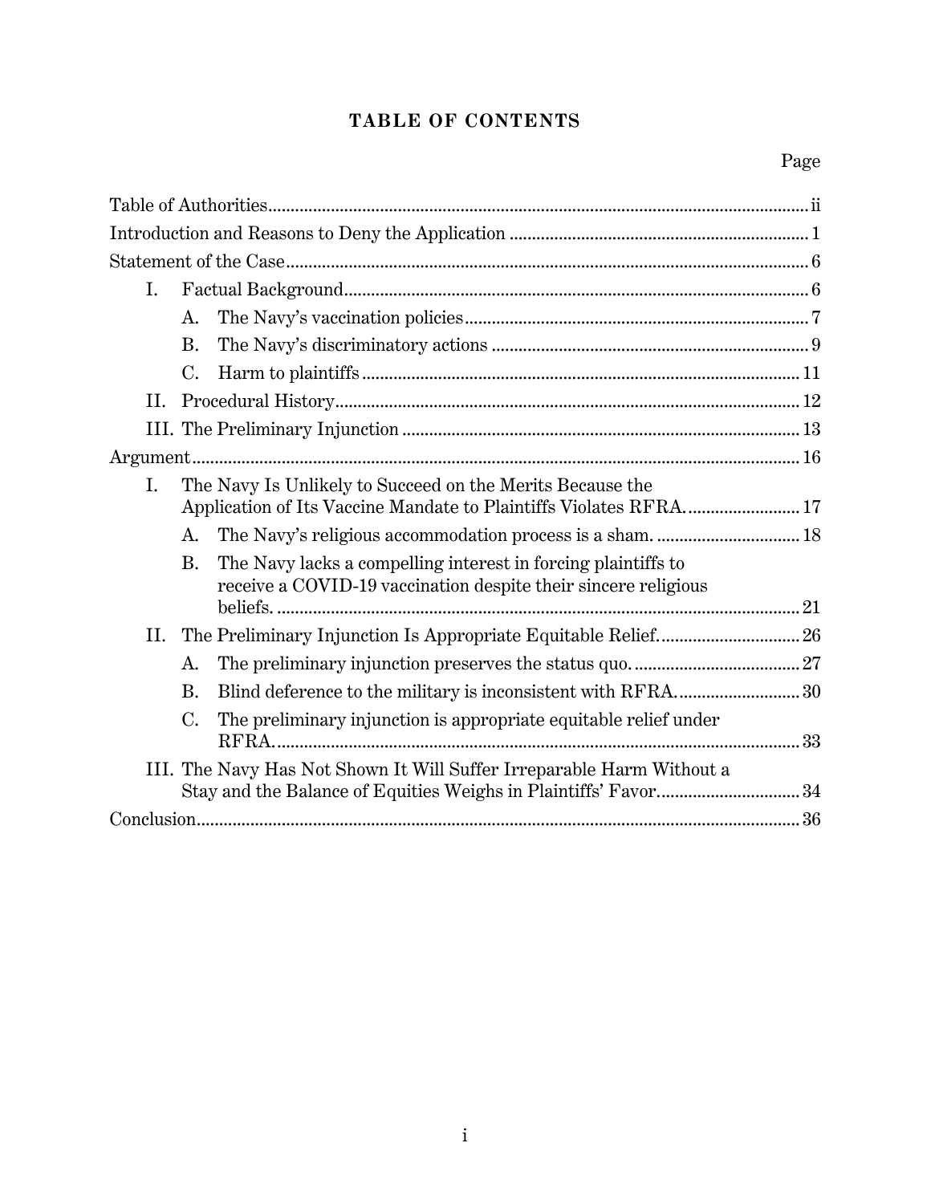## TABLE OF CONTENTS

| | Page |
|---|---|
| Table of Authorities | ii |
| Introduction and Reasons to Deny the Application | 1 |
| Statement of the Case | 6 |
| I. Factual Background | 6 |
| A. The Navy's vaccination policies | 7 |
| B. The Navy's discriminatory actions | 9 |
| C. Harm to plaintiffs | 11 |
| II. Procedural History | 12 |
| III. The Preliminary Injunction | 13 |
| Argument | 16 |
| I. The Navy Is Unlikely to Succeed on the Merits Because the Application of Its Vaccine Mandate to Plaintiffs Violates RFRA. | 17 |
| A. The Navy's religious accommodation process is a sham. | 18 |
| B. The Navy lacks a compelling interest in forcing plaintiffs to receive a COVID-19 vaccination despite their sincere religious beliefs. | 21 |
| II. The Preliminary Injunction Is Appropriate Equitable Relief. | 26 |
| A. The preliminary injunction preserves the status quo. | 27 |
| B. Blind deference to the military is inconsistent with RFRA. | 30 |
| C. The preliminary injunction is appropriate equitable relief under RFRA. | 33 |
| III. The Navy Has Not Shown It Will Suffer Irreparable Harm Without a Stay and the Balance of Equities Weighs in Plaintiffs' Favor. | 34 |
| Conclusion | 36 |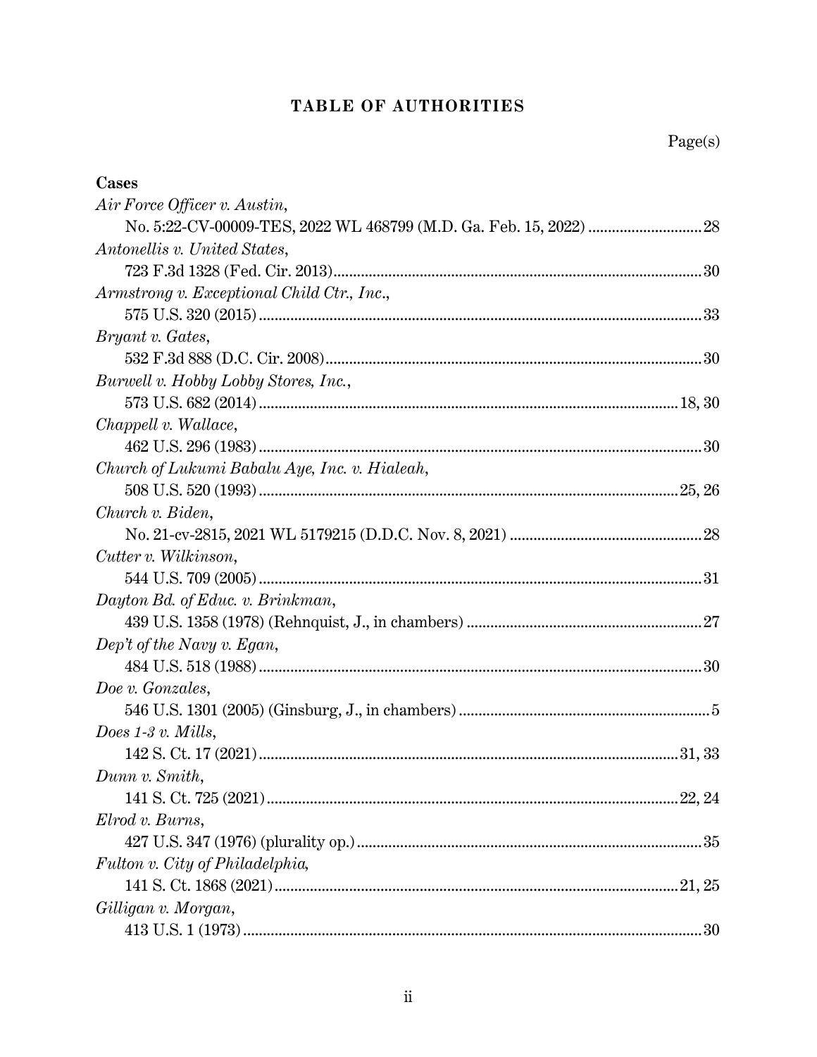# TABLE OF AUTHORITIES

Page(s)

**Cases**

*Air Force Officer v. Austin*,
No. 5:22-CV-00009-TES, 2022 WL 468799 (M.D. Ga. Feb. 15, 2022) ............................ 28

*Antonellis v. United States*,
723 F.3d 1328 (Fed. Cir. 2013) ............................ 30

*Armstrong v. Exceptional Child Ctr., Inc.*,
575 U.S. 320 (2015) ............................ 33

*Bryant v. Gates*,
532 F.3d 888 (D.C. Cir. 2008) ............................ 30

*Burwell v. Hobby Lobby Stores, Inc.*,
573 U.S. 682 (2014) ............................ 18, 30

*Chappell v. Wallace*,
462 U.S. 296 (1983) ............................ 30

*Church of Lukumi Babalu Aye, Inc. v. Hialeah*,
508 U.S. 520 (1993) ............................ 25, 26

*Church v. Biden*,
No. 21-cv-2815, 2021 WL 5179215 (D.D.C. Nov. 8, 2021) ............................ 28

*Cutter v. Wilkinson*,
544 U.S. 709 (2005) ............................ 31

*Dayton Bd. of Educ. v. Brinkman*,
439 U.S. 1358 (1978) (Rehnquist, J., in chambers) ............................ 27

*Dep't of the Navy v. Egan*,
484 U.S. 518 (1988) ............................ 30

*Doe v. Gonzales*,
546 U.S. 1301 (2005) (Ginsburg, J., in chambers) ............................ 5

*Does 1-3 v. Mills*,
142 S. Ct. 17 (2021) ............................ 31, 33

*Dunn v. Smith*,
141 S. Ct. 725 (2021) ............................ 22, 24

*Elrod v. Burns*,
427 U.S. 347 (1976) (plurality op.) ............................ 35

*Fulton v. City of Philadelphia*,
141 S. Ct. 1868 (2021) ............................ 21, 25

*Gilligan v. Morgan*,
413 U.S. 1 (1973) ............................ 30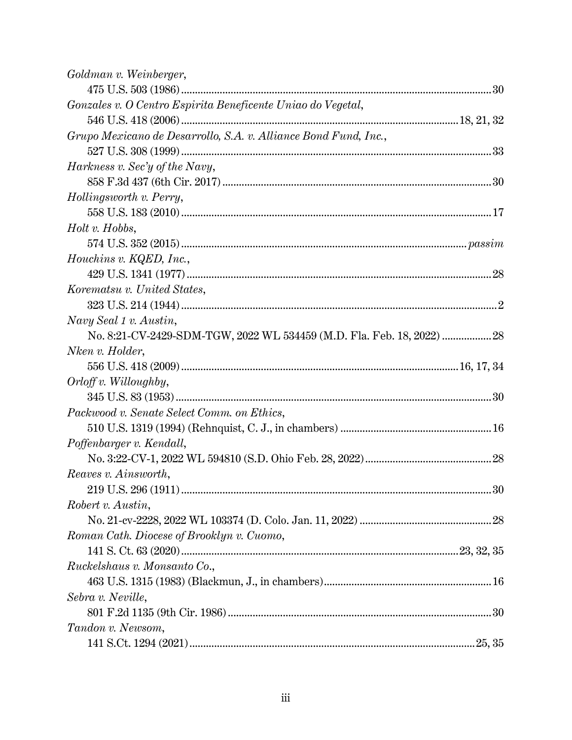*Goldman v. Weinberger*,
  475 U.S. 503 (1986) .......... 30

*Gonzales v. O Centro Espirita Beneficente Uniao do Vegetal*,
  546 U.S. 418 (2006) .......... 18, 21, 32

*Grupo Mexicano de Desarrollo, S.A. v. Alliance Bond Fund, Inc.*,
  527 U.S. 308 (1999) .......... 33

*Harkness v. Sec'y of the Navy*,
  858 F.3d 437 (6th Cir. 2017) .......... 30

*Hollingsworth v. Perry*,
  558 U.S. 183 (2010) .......... 17

*Holt v. Hobbs*,
  574 U.S. 352 (2015) .......... *passim*

*Houchins v. KQED, Inc.*,
  429 U.S. 1341 (1977) .......... 28

*Korematsu v. United States*,
  323 U.S. 214 (1944) .......... 2

*Navy Seal 1 v. Austin*,
  No. 8:21-CV-2429-SDM-TGW, 2022 WL 534459 (M.D. Fla. Feb. 18, 2022) .......... 28

*Nken v. Holder*,
  556 U.S. 418 (2009) .......... 16, 17, 34

*Orloff v. Willoughby*,
  345 U.S. 83 (1953) .......... 30

*Packwood v. Senate Select Comm. on Ethics*,
  510 U.S. 1319 (1994) (Rehnquist, C. J., in chambers) .......... 16

*Poffenbarger v. Kendall*,
  No. 3:22-CV-1, 2022 WL 594810 (S.D. Ohio Feb. 28, 2022) .......... 28

*Reaves v. Ainsworth*,
  219 U.S. 296 (1911) .......... 30

*Robert v. Austin*,
  No. 21-cv-2228, 2022 WL 103374 (D. Colo. Jan. 11, 2022) .......... 28

*Roman Cath. Diocese of Brooklyn v. Cuomo*,
  141 S. Ct. 63 (2020) .......... 23, 32, 35

*Ruckelshaus v. Monsanto Co.*,
  463 U.S. 1315 (1983) (Blackmun, J., in chambers) .......... 16

*Sebra v. Neville*,
  801 F.2d 1135 (9th Cir. 1986) .......... 30

*Tandon v. Newsom*,
  141 S.Ct. 1294 (2021) .......... 25, 35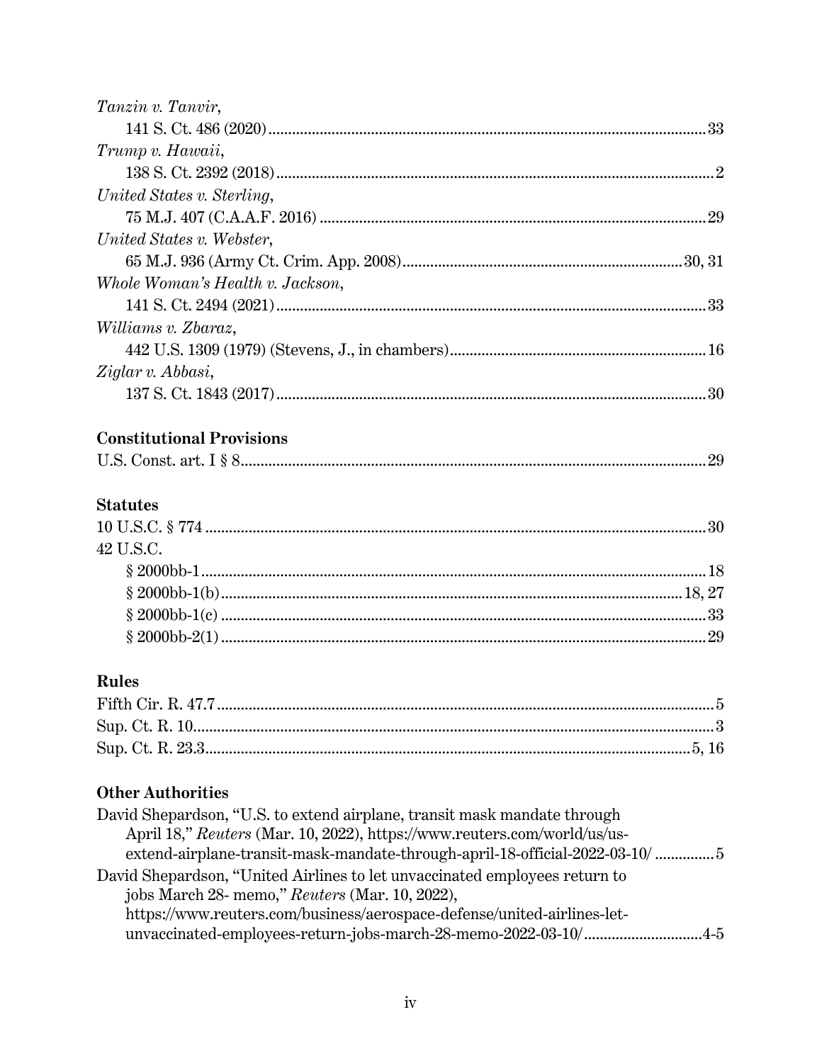*Tanzin v. Tanvir*,
141 S. Ct. 486 (2020) .......... 33

*Trump v. Hawaii*,
138 S. Ct. 2392 (2018) .......... 2

*United States v. Sterling*,
75 M.J. 407 (C.A.A.F. 2016) .......... 29

*United States v. Webster*,
65 M.J. 936 (Army Ct. Crim. App. 2008) .......... 30, 31

*Whole Woman's Health v. Jackson*,
141 S. Ct. 2494 (2021) .......... 33

*Williams v. Zbaraz*,
442 U.S. 1309 (1979) (Stevens, J., in chambers) .......... 16

*Ziglar v. Abbasi*,
137 S. Ct. 1843 (2017) .......... 30

## Constitutional Provisions

U.S. Const. art. I § 8 .......... 29

## Statutes

10 U.S.C. § 774 .......... 30

42 U.S.C.
- § 2000bb-1 .......... 18
- § 2000bb-1(b) .......... 18, 27
- § 2000bb-1(c) .......... 33
- § 2000bb-2(1) .......... 29

## Rules

Fifth Cir. R. 47.7 .......... 5

Sup. Ct. R. 10 .......... 3

Sup. Ct. R. 23.3 .......... 5, 16

## Other Authorities

David Shepardson, "U.S. to extend airplane, transit mask mandate through April 18," *Reuters* (Mar. 10, 2022), https://www.reuters.com/world/us/us-extend-airplane-transit-mask-mandate-through-april-18-official-2022-03-10/ .......... 5

David Shepardson, "United Airlines to let unvaccinated employees return to jobs March 28- memo," *Reuters* (Mar. 10, 2022), https://www.reuters.com/business/aerospace-defense/united-airlines-let-unvaccinated-employees-return-jobs-march-28-memo-2022-03-10/ .......... 4-5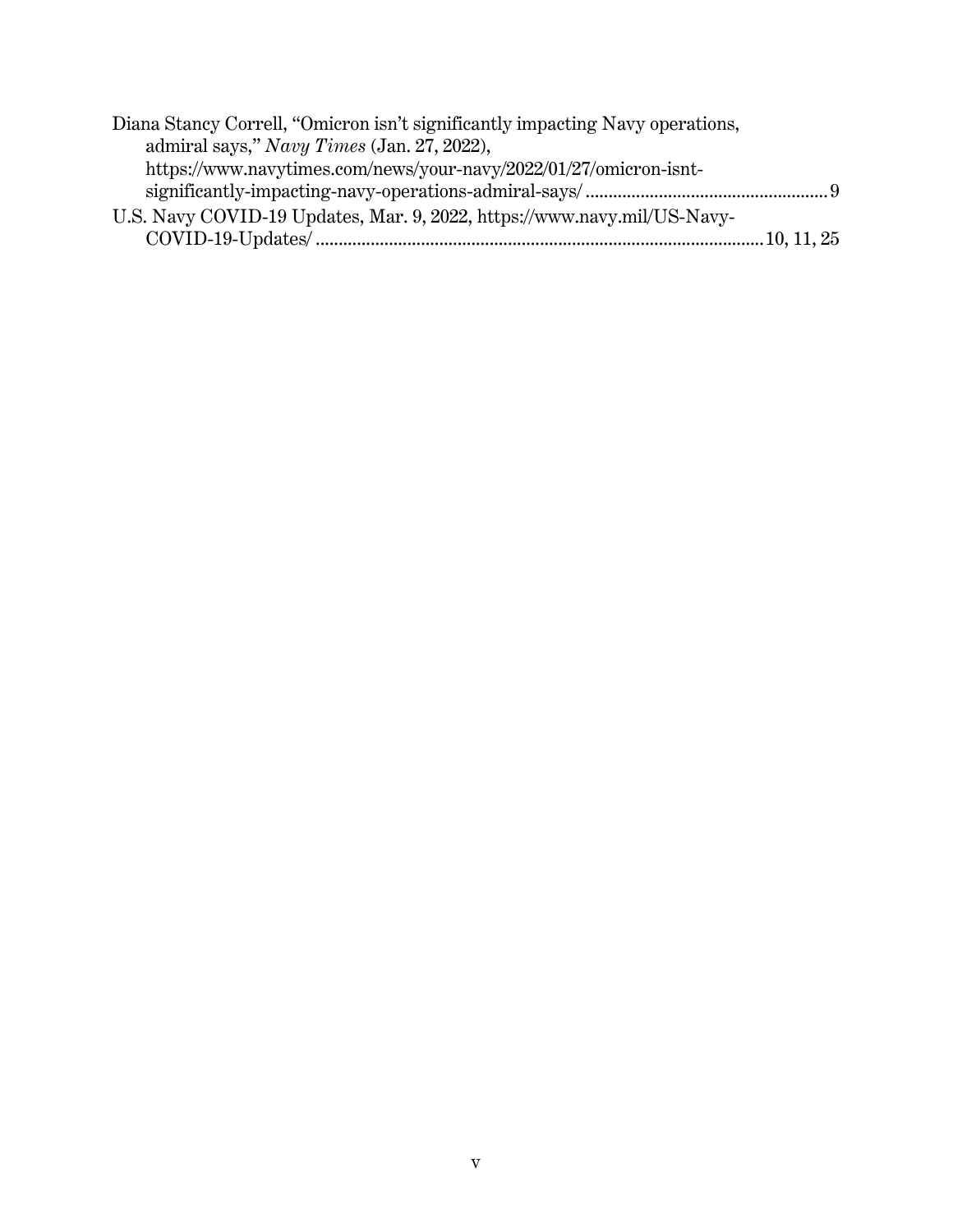Diana Stancy Correll, "Omicron isn't significantly impacting Navy operations, admiral says," *Navy Times* (Jan. 27, 2022), https://www.navytimes.com/news/your-navy/2022/01/27/omicron-isnt-significantly-impacting-navy-operations-admiral-says/ .................................................... 9

U.S. Navy COVID-19 Updates, Mar. 9, 2022, https://www.navy.mil/US-Navy-COVID-19-Updates/ ................................................................................................ 10, 11, 25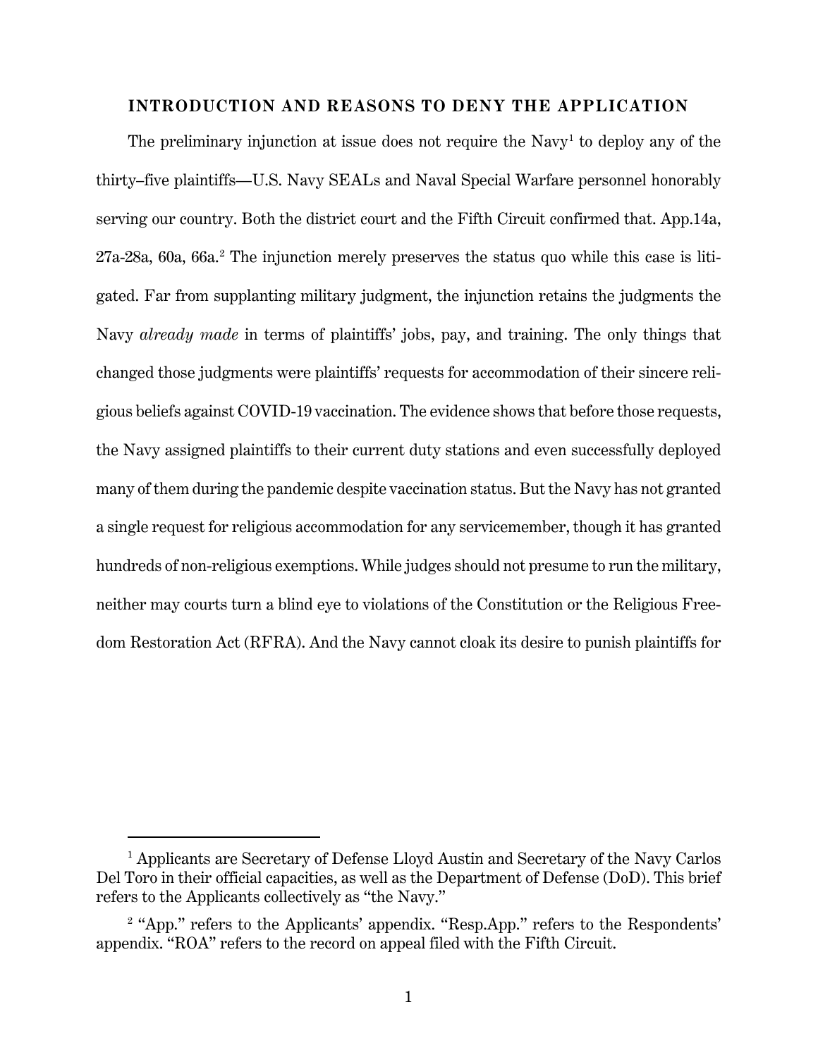## INTRODUCTION AND REASONS TO DENY THE APPLICATION

The preliminary injunction at issue does not require the Navy[1] to deploy any of the thirty–five plaintiffs—U.S. Navy SEALs and Naval Special Warfare personnel honorably serving our country. Both the district court and the Fifth Circuit confirmed that. App.14a, 27a-28a, 60a, 66a.[2] The injunction merely preserves the status quo while this case is litigated. Far from supplanting military judgment, the injunction retains the judgments the Navy *already made* in terms of plaintiffs' jobs, pay, and training. The only things that changed those judgments were plaintiffs' requests for accommodation of their sincere religious beliefs against COVID-19 vaccination. The evidence shows that before those requests, the Navy assigned plaintiffs to their current duty stations and even successfully deployed many of them during the pandemic despite vaccination status. But the Navy has not granted a single request for religious accommodation for any servicemember, though it has granted hundreds of non-religious exemptions. While judges should not presume to run the military, neither may courts turn a blind eye to violations of the Constitution or the Religious Freedom Restoration Act (RFRA). And the Navy cannot cloak its desire to punish plaintiffs for

---

[1] Applicants are Secretary of Defense Lloyd Austin and Secretary of the Navy Carlos Del Toro in their official capacities, as well as the Department of Defense (DoD). This brief refers to the Applicants collectively as "the Navy."

[2] "App." refers to the Applicants' appendix. "Resp.App." refers to the Respondents' appendix. "ROA" refers to the record on appeal filed with the Fifth Circuit.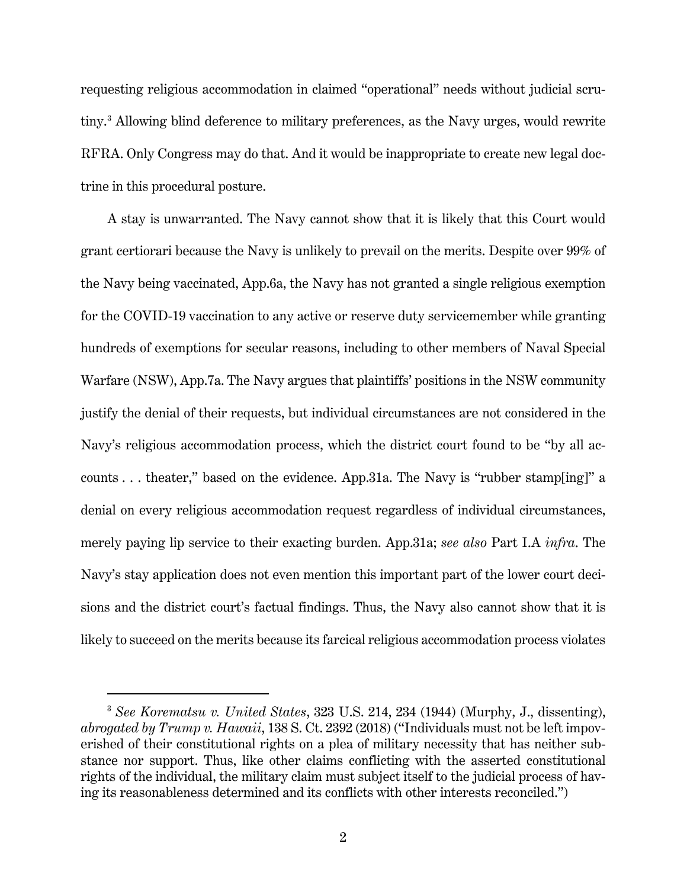requesting religious accommodation in claimed "operational" needs without judicial scrutiny.[3] Allowing blind deference to military preferences, as the Navy urges, would rewrite RFRA. Only Congress may do that. And it would be inappropriate to create new legal doctrine in this procedural posture.

A stay is unwarranted. The Navy cannot show that it is likely that this Court would grant certiorari because the Navy is unlikely to prevail on the merits. Despite over 99% of the Navy being vaccinated, App.6a, the Navy has not granted a single religious exemption for the COVID-19 vaccination to any active or reserve duty servicemember while granting hundreds of exemptions for secular reasons, including to other members of Naval Special Warfare (NSW), App.7a. The Navy argues that plaintiffs' positions in the NSW community justify the denial of their requests, but individual circumstances are not considered in the Navy's religious accommodation process, which the district court found to be "by all accounts . . . theater," based on the evidence. App.31a. The Navy is "rubber stamp[ing]" a denial on every religious accommodation request regardless of individual circumstances, merely paying lip service to their exacting burden. App.31a; *see also* Part I.A *infra*. The Navy's stay application does not even mention this important part of the lower court decisions and the district court's factual findings. Thus, the Navy also cannot show that it is likely to succeed on the merits because its farcical religious accommodation process violates

---

[3] *See Korematsu v. United States*, 323 U.S. 214, 234 (1944) (Murphy, J., dissenting), *abrogated by Trump v. Hawaii*, 138 S. Ct. 2392 (2018) ("Individuals must not be left impoverished of their constitutional rights on a plea of military necessity that has neither substance nor support. Thus, like other claims conflicting with the asserted constitutional rights of the individual, the military claim must subject itself to the judicial process of having its reasonableness determined and its conflicts with other interests reconciled.")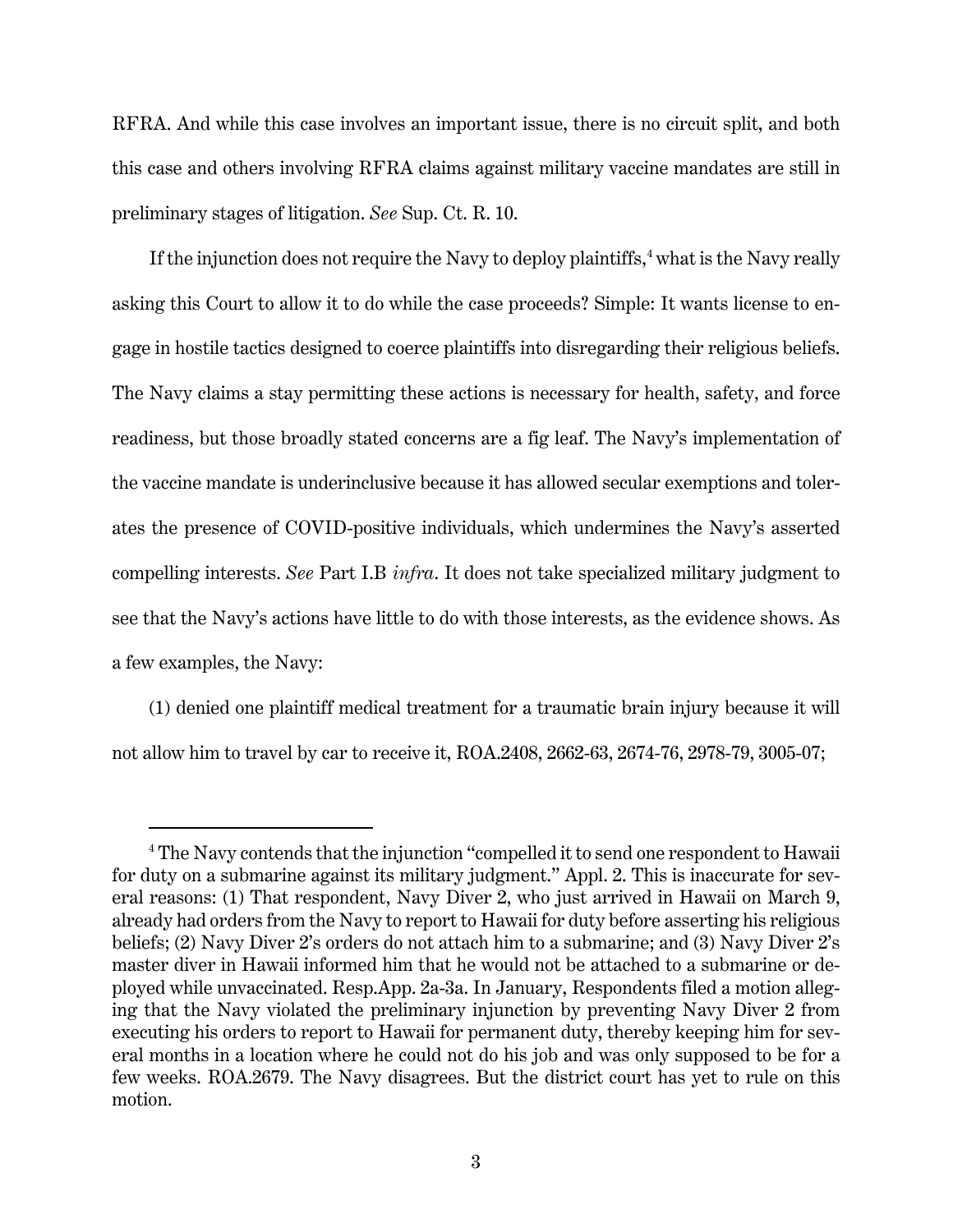RFRA. And while this case involves an important issue, there is no circuit split, and both this case and others involving RFRA claims against military vaccine mandates are still in preliminary stages of litigation. *See* Sup. Ct. R. 10.

If the injunction does not require the Navy to deploy plaintiffs,[4] what is the Navy really asking this Court to allow it to do while the case proceeds? Simple: It wants license to engage in hostile tactics designed to coerce plaintiffs into disregarding their religious beliefs. The Navy claims a stay permitting these actions is necessary for health, safety, and force readiness, but those broadly stated concerns are a fig leaf. The Navy's implementation of the vaccine mandate is underinclusive because it has allowed secular exemptions and tolerates the presence of COVID-positive individuals, which undermines the Navy's asserted compelling interests. *See* Part I.B *infra*. It does not take specialized military judgment to see that the Navy's actions have little to do with those interests, as the evidence shows. As a few examples, the Navy:

(1) denied one plaintiff medical treatment for a traumatic brain injury because it will not allow him to travel by car to receive it, ROA.2408, 2662-63, 2674-76, 2978-79, 3005-07;

[4] The Navy contends that the injunction "compelled it to send one respondent to Hawaii for duty on a submarine against its military judgment." Appl. 2. This is inaccurate for several reasons: (1) That respondent, Navy Diver 2, who just arrived in Hawaii on March 9, already had orders from the Navy to report to Hawaii for duty before asserting his religious beliefs; (2) Navy Diver 2's orders do not attach him to a submarine; and (3) Navy Diver 2's master diver in Hawaii informed him that he would not be attached to a submarine or deployed while unvaccinated. Resp.App. 2a-3a. In January, Respondents filed a motion alleging that the Navy violated the preliminary injunction by preventing Navy Diver 2 from executing his orders to report to Hawaii for permanent duty, thereby keeping him for several months in a location where he could not do his job and was only supposed to be for a few weeks. ROA.2679. The Navy disagrees. But the district court has yet to rule on this motion.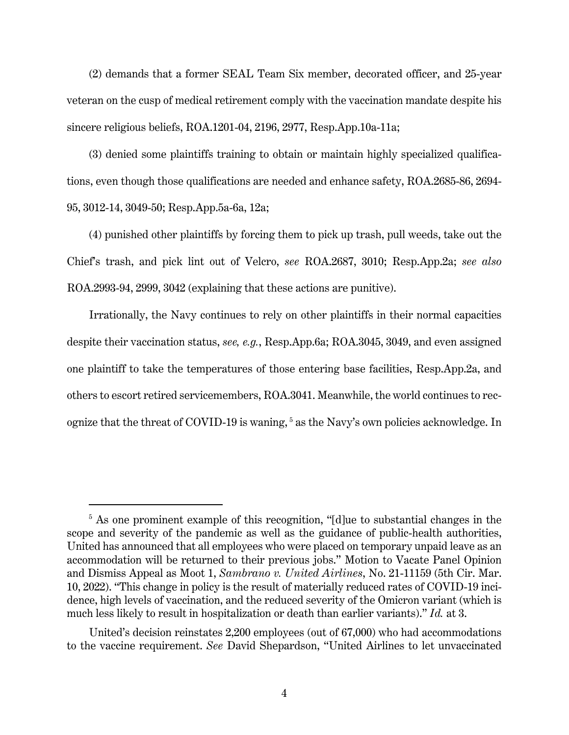(2) demands that a former SEAL Team Six member, decorated officer, and 25-year veteran on the cusp of medical retirement comply with the vaccination mandate despite his sincere religious beliefs, ROA.1201-04, 2196, 2977, Resp.App.10a-11a;

(3) denied some plaintiffs training to obtain or maintain highly specialized qualifications, even though those qualifications are needed and enhance safety, ROA.2685-86, 2694-95, 3012-14, 3049-50; Resp.App.5a-6a, 12a;

(4) punished other plaintiffs by forcing them to pick up trash, pull weeds, take out the Chief's trash, and pick lint out of Velcro, *see* ROA.2687, 3010; Resp.App.2a; *see also* ROA.2993-94, 2999, 3042 (explaining that these actions are punitive).

Irrationally, the Navy continues to rely on other plaintiffs in their normal capacities despite their vaccination status, *see, e.g.*, Resp.App.6a; ROA.3045, 3049, and even assigned one plaintiff to take the temperatures of those entering base facilities, Resp.App.2a, and others to escort retired servicemembers, ROA.3041. Meanwhile, the world continues to recognize that the threat of COVID-19 is waning,[5] as the Navy's own policies acknowledge. In

---

[5] As one prominent example of this recognition, "[d]ue to substantial changes in the scope and severity of the pandemic as well as the guidance of public-health authorities, United has announced that all employees who were placed on temporary unpaid leave as an accommodation will be returned to their previous jobs." Motion to Vacate Panel Opinion and Dismiss Appeal as Moot 1, *Sambrano v. United Airlines*, No. 21-11159 (5th Cir. Mar. 10, 2022). "This change in policy is the result of materially reduced rates of COVID-19 incidence, high levels of vaccination, and the reduced severity of the Omicron variant (which is much less likely to result in hospitalization or death than earlier variants)." *Id.* at 3.

United's decision reinstates 2,200 employees (out of 67,000) who had accommodations to the vaccine requirement. *See* David Shepardson, "United Airlines to let unvaccinated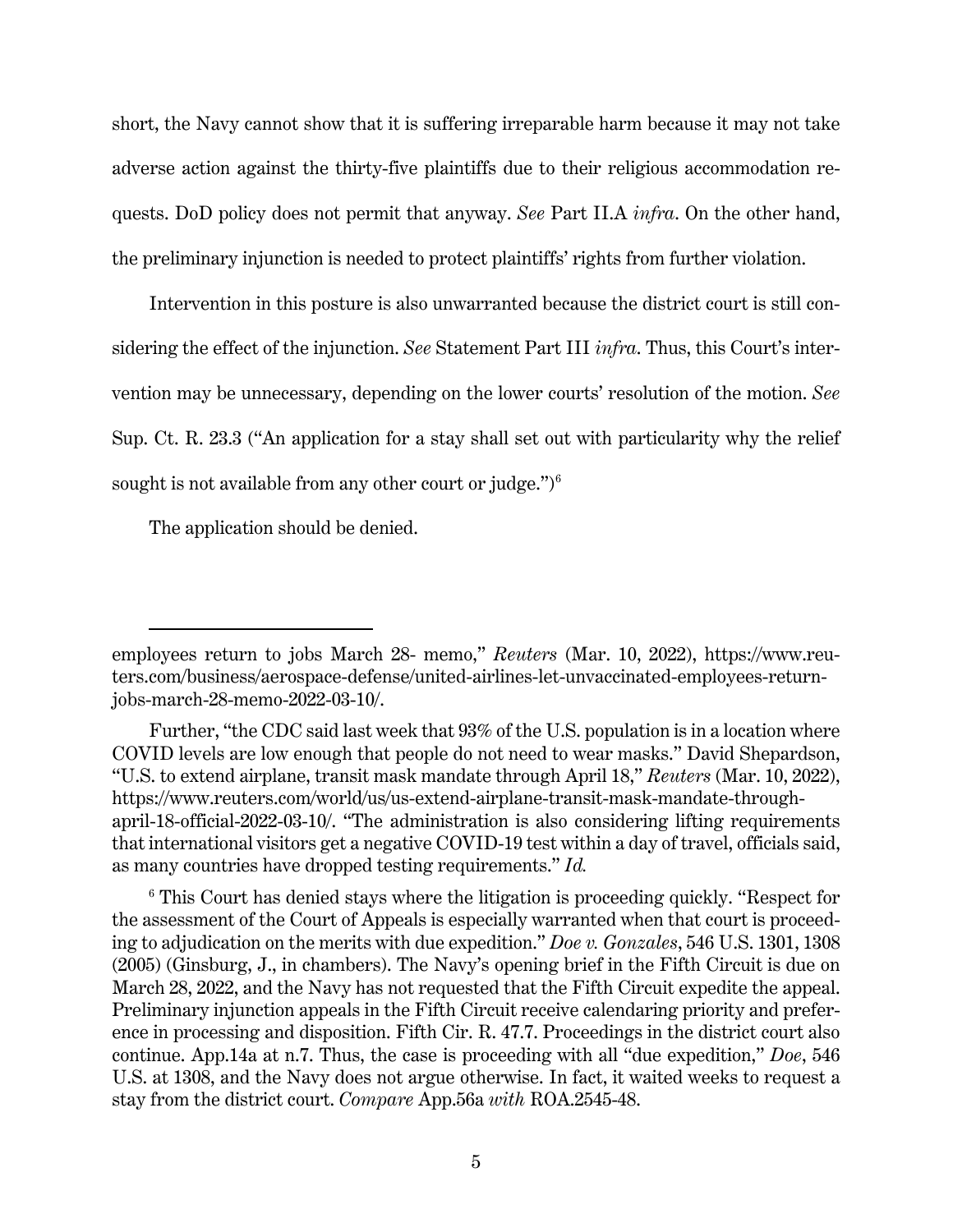short, the Navy cannot show that it is suffering irreparable harm because it may not take adverse action against the thirty-five plaintiffs due to their religious accommodation requests. DoD policy does not permit that anyway. *See* Part II.A *infra*. On the other hand, the preliminary injunction is needed to protect plaintiffs' rights from further violation.

Intervention in this posture is also unwarranted because the district court is still considering the effect of the injunction. *See* Statement Part III *infra*. Thus, this Court's intervention may be unnecessary, depending on the lower courts' resolution of the motion. *See* Sup. Ct. R. 23.3 ("An application for a stay shall set out with particularity why the relief sought is not available from any other court or judge.")[6]

The application should be denied.

---

employees return to jobs March 28- memo," *Reuters* (Mar. 10, 2022), https://www.reuters.com/business/aerospace-defense/united-airlines-let-unvaccinated-employees-return-jobs-march-28-memo-2022-03-10/.

Further, "the CDC said last week that 93% of the U.S. population is in a location where COVID levels are low enough that people do not need to wear masks." David Shepardson, "U.S. to extend airplane, transit mask mandate through April 18," *Reuters* (Mar. 10, 2022), https://www.reuters.com/world/us/us-extend-airplane-transit-mask-mandate-through-april-18-official-2022-03-10/. "The administration is also considering lifting requirements that international visitors get a negative COVID-19 test within a day of travel, officials said, as many countries have dropped testing requirements." *Id.*

[6] This Court has denied stays where the litigation is proceeding quickly. "Respect for the assessment of the Court of Appeals is especially warranted when that court is proceeding to adjudication on the merits with due expedition." *Doe v. Gonzales*, 546 U.S. 1301, 1308 (2005) (Ginsburg, J., in chambers). The Navy's opening brief in the Fifth Circuit is due on March 28, 2022, and the Navy has not requested that the Fifth Circuit expedite the appeal. Preliminary injunction appeals in the Fifth Circuit receive calendaring priority and preference in processing and disposition. Fifth Cir. R. 47.7. Proceedings in the district court also continue. App.14a at n.7. Thus, the case is proceeding with all "due expedition," *Doe*, 546 U.S. at 1308, and the Navy does not argue otherwise. In fact, it waited weeks to request a stay from the district court. *Compare* App.56a *with* ROA.2545-48.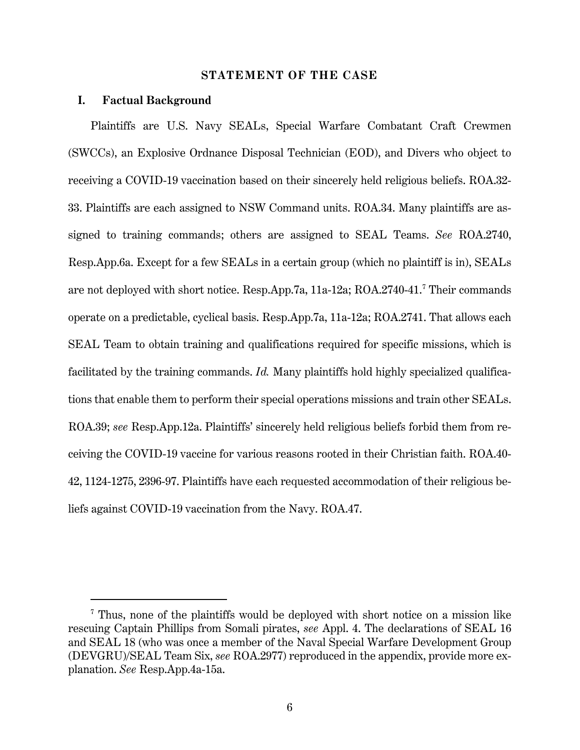## STATEMENT OF THE CASE

### I. Factual Background

Plaintiffs are U.S. Navy SEALs, Special Warfare Combatant Craft Crewmen (SWCCs), an Explosive Ordnance Disposal Technician (EOD), and Divers who object to receiving a COVID-19 vaccination based on their sincerely held religious beliefs. ROA.32-33. Plaintiffs are each assigned to NSW Command units. ROA.34. Many plaintiffs are assigned to training commands; others are assigned to SEAL Teams. *See* ROA.2740, Resp.App.6a. Except for a few SEALs in a certain group (which no plaintiff is in), SEALs are not deployed with short notice. Resp.App.7a, 11a-12a; ROA.2740-41.[7] Their commands operate on a predictable, cyclical basis. Resp.App.7a, 11a-12a; ROA.2741. That allows each SEAL Team to obtain training and qualifications required for specific missions, which is facilitated by the training commands. *Id.* Many plaintiffs hold highly specialized qualifications that enable them to perform their special operations missions and train other SEALs. ROA.39; *see* Resp.App.12a. Plaintiffs' sincerely held religious beliefs forbid them from receiving the COVID-19 vaccine for various reasons rooted in their Christian faith. ROA.40-42, 1124-1275, 2396-97. Plaintiffs have each requested accommodation of their religious beliefs against COVID-19 vaccination from the Navy. ROA.47.

---

[7] Thus, none of the plaintiffs would be deployed with short notice on a mission like rescuing Captain Phillips from Somali pirates, *see* Appl. 4. The declarations of SEAL 16 and SEAL 18 (who was once a member of the Naval Special Warfare Development Group (DEVGRU)/SEAL Team Six, *see* ROA.2977) reproduced in the appendix, provide more explanation. *See* Resp.App.4a-15a.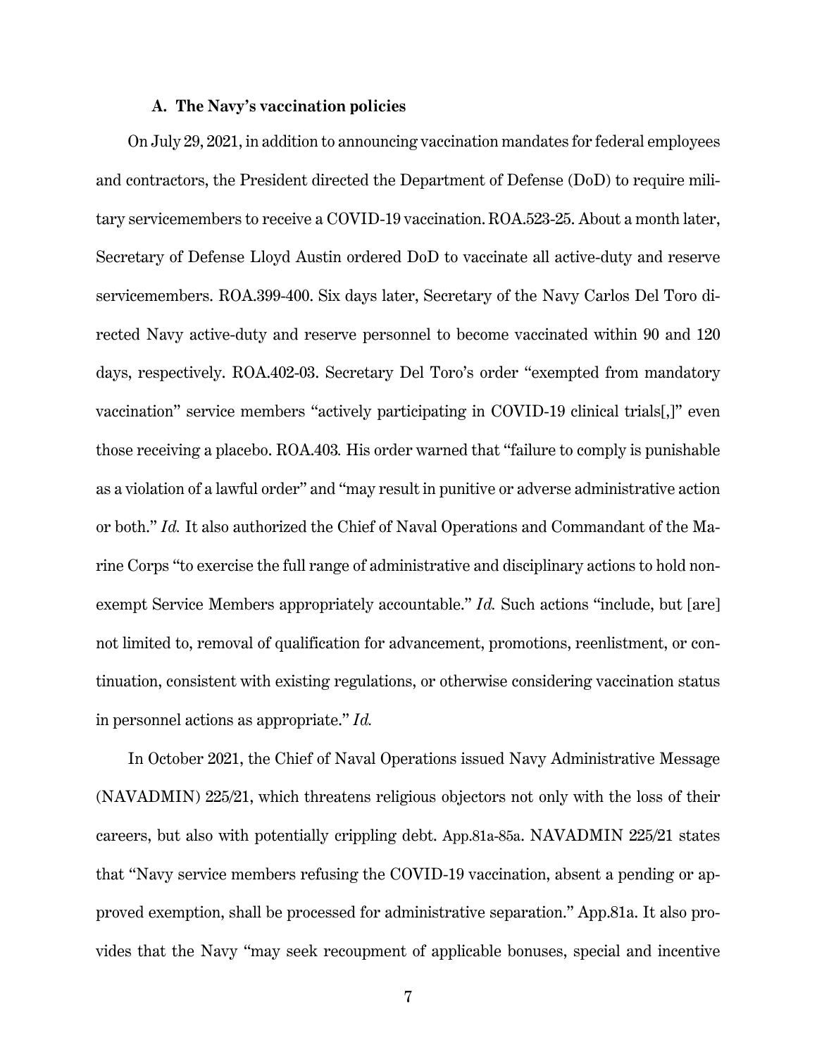### A. The Navy's vaccination policies

On July 29, 2021, in addition to announcing vaccination mandates for federal employees and contractors, the President directed the Department of Defense (DoD) to require military servicemembers to receive a COVID-19 vaccination. ROA.523-25. About a month later, Secretary of Defense Lloyd Austin ordered DoD to vaccinate all active-duty and reserve servicemembers. ROA.399-400. Six days later, Secretary of the Navy Carlos Del Toro directed Navy active-duty and reserve personnel to become vaccinated within 90 and 120 days, respectively. ROA.402-03. Secretary Del Toro's order "exempted from mandatory vaccination" service members "actively participating in COVID-19 clinical trials[,]" even those receiving a placebo. ROA.403. His order warned that "failure to comply is punishable as a violation of a lawful order" and "may result in punitive or adverse administrative action or both." *Id.* It also authorized the Chief of Naval Operations and Commandant of the Marine Corps "to exercise the full range of administrative and disciplinary actions to hold non-exempt Service Members appropriately accountable." *Id.* Such actions "include, but [are] not limited to, removal of qualification for advancement, promotions, reenlistment, or continuation, consistent with existing regulations, or otherwise considering vaccination status in personnel actions as appropriate." *Id.*

In October 2021, the Chief of Naval Operations issued Navy Administrative Message (NAVADMIN) 225/21, which threatens religious objectors not only with the loss of their careers, but also with potentially crippling debt. App.81a-85a. NAVADMIN 225/21 states that "Navy service members refusing the COVID-19 vaccination, absent a pending or approved exemption, shall be processed for administrative separation." App.81a. It also provides that the Navy "may seek recoupment of applicable bonuses, special and incentive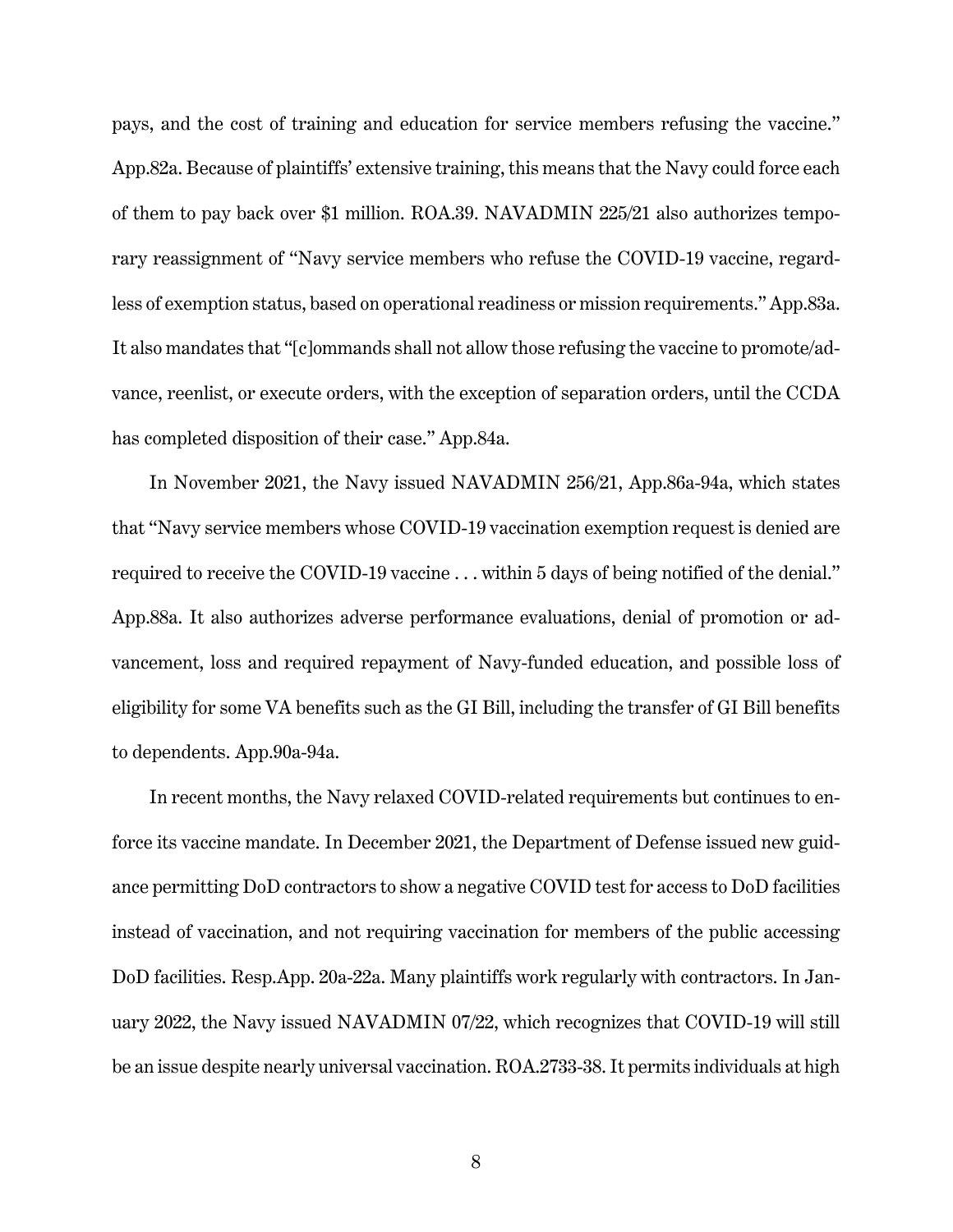pays, and the cost of training and education for service members refusing the vaccine." App.82a. Because of plaintiffs' extensive training, this means that the Navy could force each of them to pay back over $1 million. ROA.39. NAVADMIN 225/21 also authorizes temporary reassignment of "Navy service members who refuse the COVID-19 vaccine, regardless of exemption status, based on operational readiness or mission requirements." App.83a. It also mandates that "[c]ommands shall not allow those refusing the vaccine to promote/advance, reenlist, or execute orders, with the exception of separation orders, until the CCDA has completed disposition of their case." App.84a.

In November 2021, the Navy issued NAVADMIN 256/21, App.86a-94a, which states that "Navy service members whose COVID-19 vaccination exemption request is denied are required to receive the COVID-19 vaccine . . . within 5 days of being notified of the denial." App.88a. It also authorizes adverse performance evaluations, denial of promotion or advancement, loss and required repayment of Navy-funded education, and possible loss of eligibility for some VA benefits such as the GI Bill, including the transfer of GI Bill benefits to dependents. App.90a-94a.

In recent months, the Navy relaxed COVID-related requirements but continues to enforce its vaccine mandate. In December 2021, the Department of Defense issued new guidance permitting DoD contractors to show a negative COVID test for access to DoD facilities instead of vaccination, and not requiring vaccination for members of the public accessing DoD facilities. Resp.App. 20a-22a. Many plaintiffs work regularly with contractors. In January 2022, the Navy issued NAVADMIN 07/22, which recognizes that COVID-19 will still be an issue despite nearly universal vaccination. ROA.2733-38. It permits individuals at high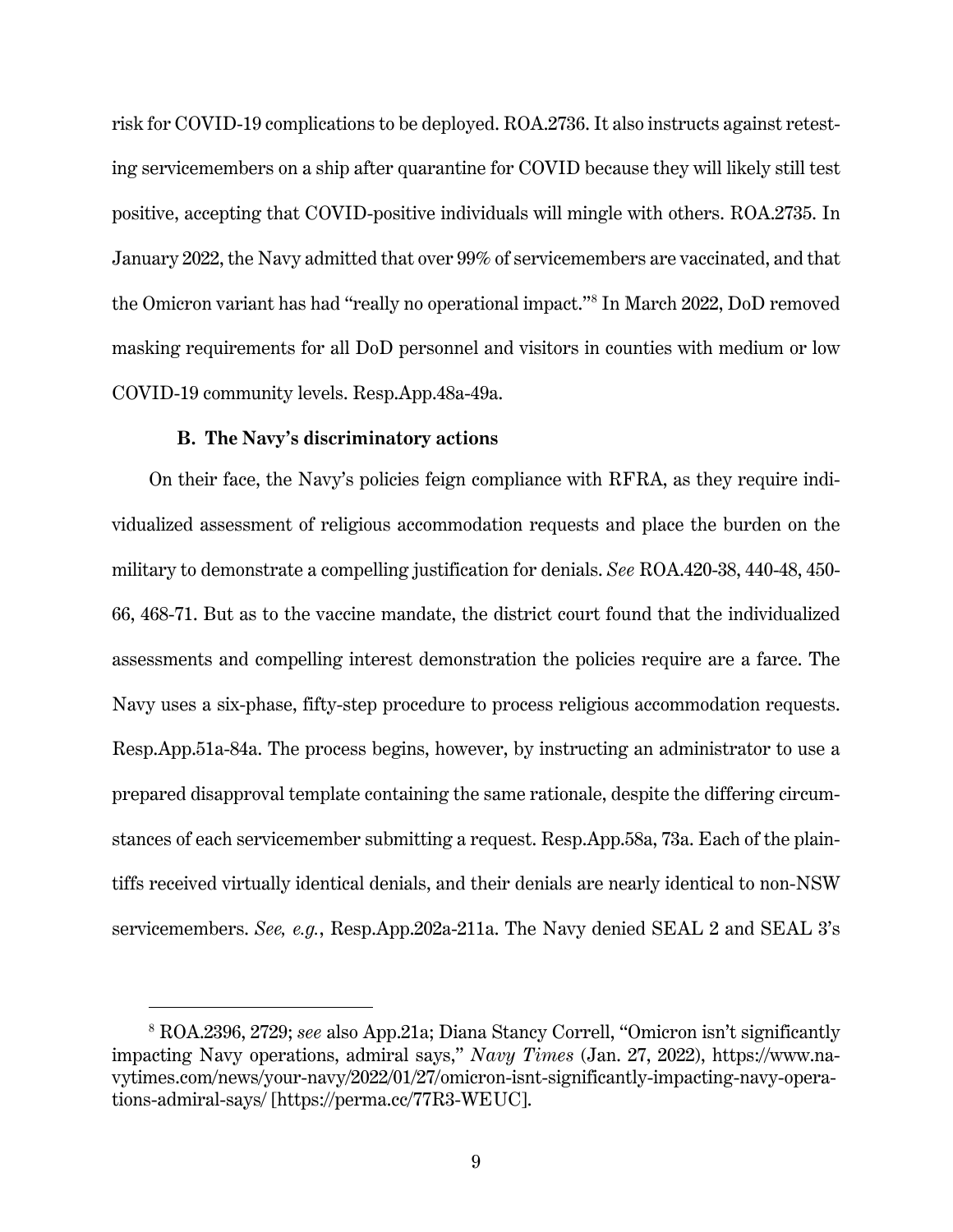risk for COVID-19 complications to be deployed. ROA.2736. It also instructs against retesting servicemembers on a ship after quarantine for COVID because they will likely still test positive, accepting that COVID-positive individuals will mingle with others. ROA.2735. In January 2022, the Navy admitted that over 99% of servicemembers are vaccinated, and that the Omicron variant has had "really no operational impact."[8] In March 2022, DoD removed masking requirements for all DoD personnel and visitors in counties with medium or low COVID-19 community levels. Resp.App.48a-49a.

### B. The Navy's discriminatory actions

On their face, the Navy's policies feign compliance with RFRA, as they require individualized assessment of religious accommodation requests and place the burden on the military to demonstrate a compelling justification for denials. *See* ROA.420-38, 440-48, 450-66, 468-71. But as to the vaccine mandate, the district court found that the individualized assessments and compelling interest demonstration the policies require are a farce. The Navy uses a six-phase, fifty-step procedure to process religious accommodation requests. Resp.App.51a-84a. The process begins, however, by instructing an administrator to use a prepared disapproval template containing the same rationale, despite the differing circumstances of each servicemember submitting a request. Resp.App.58a, 73a. Each of the plaintiffs received virtually identical denials, and their denials are nearly identical to non-NSW servicemembers. *See, e.g.*, Resp.App.202a-211a. The Navy denied SEAL 2 and SEAL 3's

---

[8] ROA.2396, 2729; *see* also App.21a; Diana Stancy Correll, "Omicron isn't significantly impacting Navy operations, admiral says," *Navy Times* (Jan. 27, 2022), https://www.navytimes.com/news/your-navy/2022/01/27/omicron-isnt-significantly-impacting-navy-operations-admiral-says/ [https://perma.cc/77R3-WEUC].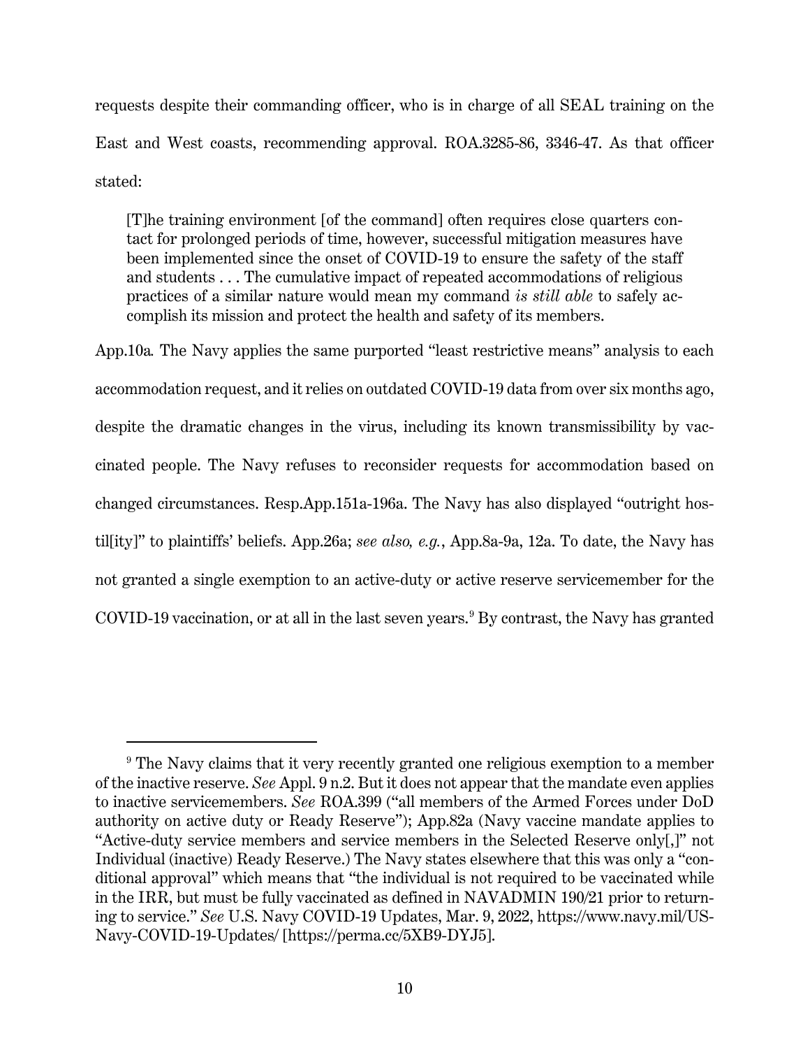requests despite their commanding officer, who is in charge of all SEAL training on the East and West coasts, recommending approval. ROA.3285-86, 3346-47. As that officer stated:

> [T]he training environment [of the command] often requires close quarters contact for prolonged periods of time, however, successful mitigation measures have been implemented since the onset of COVID-19 to ensure the safety of the staff and students . . . The cumulative impact of repeated accommodations of religious practices of a similar nature would mean my command *is still able* to safely accomplish its mission and protect the health and safety of its members.

App.10a*.* The Navy applies the same purported "least restrictive means" analysis to each accommodation request, and it relies on outdated COVID-19 data from over six months ago, despite the dramatic changes in the virus, including its known transmissibility by vaccinated people. The Navy refuses to reconsider requests for accommodation based on changed circumstances. Resp.App.151a-196a. The Navy has also displayed "outright hostil[ity]" to plaintiffs' beliefs. App.26a; *see also, e.g.*, App.8a-9a, 12a. To date, the Navy has not granted a single exemption to an active-duty or active reserve servicemember for the COVID-19 vaccination, or at all in the last seven years.[9] By contrast, the Navy has granted

[9] The Navy claims that it very recently granted one religious exemption to a member of the inactive reserve. *See* Appl. 9 n.2. But it does not appear that the mandate even applies to inactive servicemembers. *See* ROA.399 ("all members of the Armed Forces under DoD authority on active duty or Ready Reserve"); App.82a (Navy vaccine mandate applies to "Active-duty service members and service members in the Selected Reserve only[,]" not Individual (inactive) Ready Reserve.) The Navy states elsewhere that this was only a "conditional approval" which means that "the individual is not required to be vaccinated while in the IRR, but must be fully vaccinated as defined in NAVADMIN 190/21 prior to returning to service." *See* U.S. Navy COVID-19 Updates, Mar. 9, 2022, https://www.navy.mil/US-Navy-COVID-19-Updates/ [https://perma.cc/5XB9-DYJ5].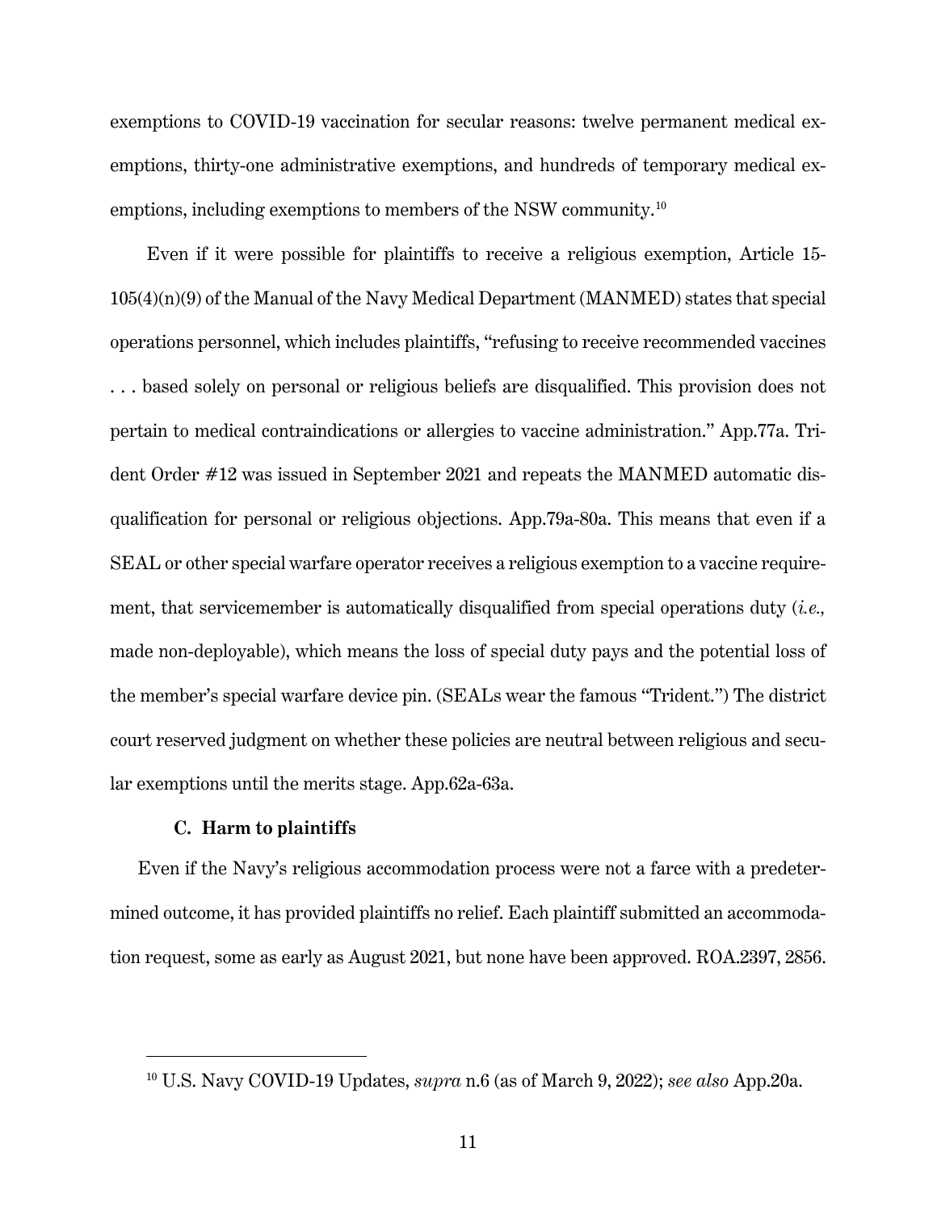exemptions to COVID-19 vaccination for secular reasons: twelve permanent medical exemptions, thirty-one administrative exemptions, and hundreds of temporary medical exemptions, including exemptions to members of the NSW community.[10]

Even if it were possible for plaintiffs to receive a religious exemption, Article 15-105(4)(n)(9) of the Manual of the Navy Medical Department (MANMED) states that special operations personnel, which includes plaintiffs, "refusing to receive recommended vaccines . . . based solely on personal or religious beliefs are disqualified. This provision does not pertain to medical contraindications or allergies to vaccine administration." App.77a. Trident Order #12 was issued in September 2021 and repeats the MANMED automatic disqualification for personal or religious objections. App.79a-80a. This means that even if a SEAL or other special warfare operator receives a religious exemption to a vaccine requirement, that servicemember is automatically disqualified from special operations duty (*i.e.,* made non-deployable), which means the loss of special duty pays and the potential loss of the member's special warfare device pin. (SEALs wear the famous "Trident.") The district court reserved judgment on whether these policies are neutral between religious and secular exemptions until the merits stage. App.62a-63a.

### C. Harm to plaintiffs

Even if the Navy's religious accommodation process were not a farce with a predetermined outcome, it has provided plaintiffs no relief. Each plaintiff submitted an accommodation request, some as early as August 2021, but none have been approved. ROA.2397, 2856.

---

[10] U.S. Navy COVID-19 Updates, *supra* n.6 (as of March 9, 2022); *see also* App.20a.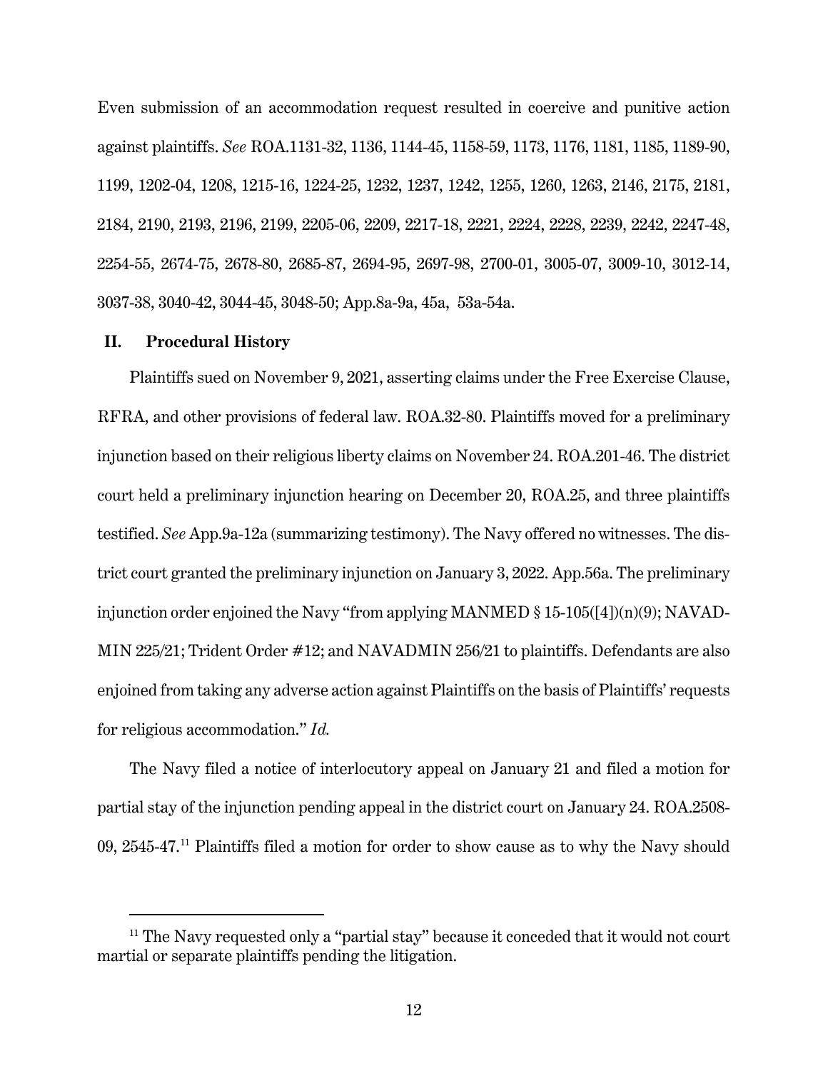Even submission of an accommodation request resulted in coercive and punitive action against plaintiffs. *See* ROA.1131-32, 1136, 1144-45, 1158-59, 1173, 1176, 1181, 1185, 1189-90, 1199, 1202-04, 1208, 1215-16, 1224-25, 1232, 1237, 1242, 1255, 1260, 1263, 2146, 2175, 2181, 2184, 2190, 2193, 2196, 2199, 2205-06, 2209, 2217-18, 2221, 2224, 2228, 2239, 2242, 2247-48, 2254-55, 2674-75, 2678-80, 2685-87, 2694-95, 2697-98, 2700-01, 3005-07, 3009-10, 3012-14, 3037-38, 3040-42, 3044-45, 3048-50; App.8a-9a, 45a, 53a-54a.

## II. Procedural History

Plaintiffs sued on November 9, 2021, asserting claims under the Free Exercise Clause, RFRA, and other provisions of federal law. ROA.32-80. Plaintiffs moved for a preliminary injunction based on their religious liberty claims on November 24. ROA.201-46. The district court held a preliminary injunction hearing on December 20, ROA.25, and three plaintiffs testified. *See* App.9a-12a (summarizing testimony). The Navy offered no witnesses. The district court granted the preliminary injunction on January 3, 2022. App.56a. The preliminary injunction order enjoined the Navy "from applying MANMED § 15-105([4])(n)(9); NAVADMIN 225/21; Trident Order #12; and NAVADMIN 256/21 to plaintiffs. Defendants are also enjoined from taking any adverse action against Plaintiffs on the basis of Plaintiffs' requests for religious accommodation." *Id.*

The Navy filed a notice of interlocutory appeal on January 21 and filed a motion for partial stay of the injunction pending appeal in the district court on January 24. ROA.2508-09, 2545-47.[11] Plaintiffs filed a motion for order to show cause as to why the Navy should

[11] The Navy requested only a "partial stay" because it conceded that it would not court martial or separate plaintiffs pending the litigation.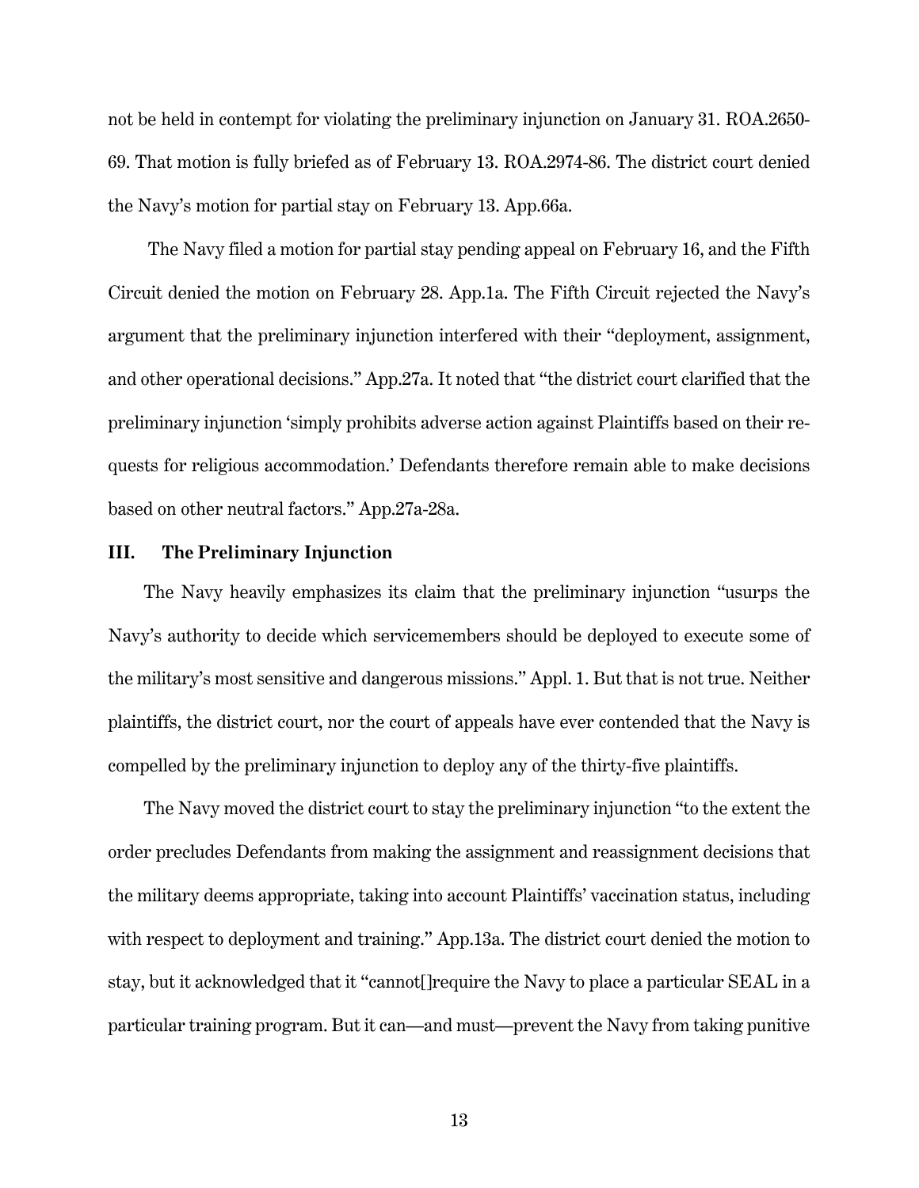not be held in contempt for violating the preliminary injunction on January 31. ROA.2650-69. That motion is fully briefed as of February 13. ROA.2974-86. The district court denied the Navy's motion for partial stay on February 13. App.66a.

The Navy filed a motion for partial stay pending appeal on February 16, and the Fifth Circuit denied the motion on February 28. App.1a. The Fifth Circuit rejected the Navy's argument that the preliminary injunction interfered with their "deployment, assignment, and other operational decisions." App.27a. It noted that "the district court clarified that the preliminary injunction 'simply prohibits adverse action against Plaintiffs based on their requests for religious accommodation.' Defendants therefore remain able to make decisions based on other neutral factors." App.27a-28a.

## III. The Preliminary Injunction

The Navy heavily emphasizes its claim that the preliminary injunction "usurps the Navy's authority to decide which servicemembers should be deployed to execute some of the military's most sensitive and dangerous missions." Appl. 1. But that is not true. Neither plaintiffs, the district court, nor the court of appeals have ever contended that the Navy is compelled by the preliminary injunction to deploy any of the thirty-five plaintiffs.

The Navy moved the district court to stay the preliminary injunction "to the extent the order precludes Defendants from making the assignment and reassignment decisions that the military deems appropriate, taking into account Plaintiffs' vaccination status, including with respect to deployment and training." App.13a. The district court denied the motion to stay, but it acknowledged that it "cannot[]require the Navy to place a particular SEAL in a particular training program. But it can—and must—prevent the Navy from taking punitive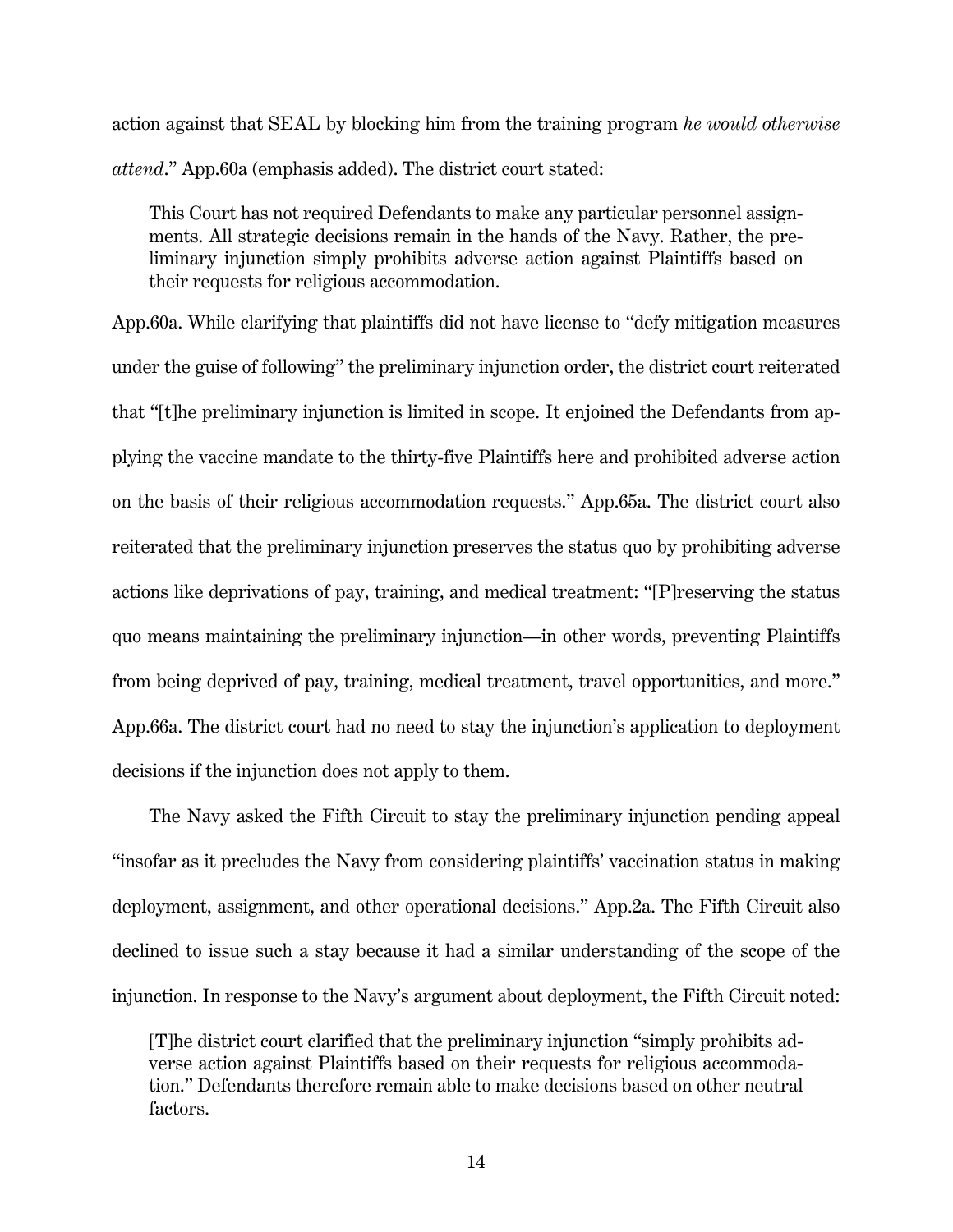action against that SEAL by blocking him from the training program *he would otherwise attend*." App.60a (emphasis added). The district court stated:

> This Court has not required Defendants to make any particular personnel assignments. All strategic decisions remain in the hands of the Navy. Rather, the preliminary injunction simply prohibits adverse action against Plaintiffs based on their requests for religious accommodation.

App.60a. While clarifying that plaintiffs did not have license to "defy mitigation measures under the guise of following" the preliminary injunction order, the district court reiterated that "[t]he preliminary injunction is limited in scope. It enjoined the Defendants from applying the vaccine mandate to the thirty-five Plaintiffs here and prohibited adverse action on the basis of their religious accommodation requests." App.65a. The district court also reiterated that the preliminary injunction preserves the status quo by prohibiting adverse actions like deprivations of pay, training, and medical treatment: "[P]reserving the status quo means maintaining the preliminary injunction—in other words, preventing Plaintiffs from being deprived of pay, training, medical treatment, travel opportunities, and more." App.66a. The district court had no need to stay the injunction's application to deployment decisions if the injunction does not apply to them.

The Navy asked the Fifth Circuit to stay the preliminary injunction pending appeal "insofar as it precludes the Navy from considering plaintiffs' vaccination status in making deployment, assignment, and other operational decisions." App.2a. The Fifth Circuit also declined to issue such a stay because it had a similar understanding of the scope of the injunction. In response to the Navy's argument about deployment, the Fifth Circuit noted:

> [T]he district court clarified that the preliminary injunction "simply prohibits adverse action against Plaintiffs based on their requests for religious accommodation." Defendants therefore remain able to make decisions based on other neutral factors.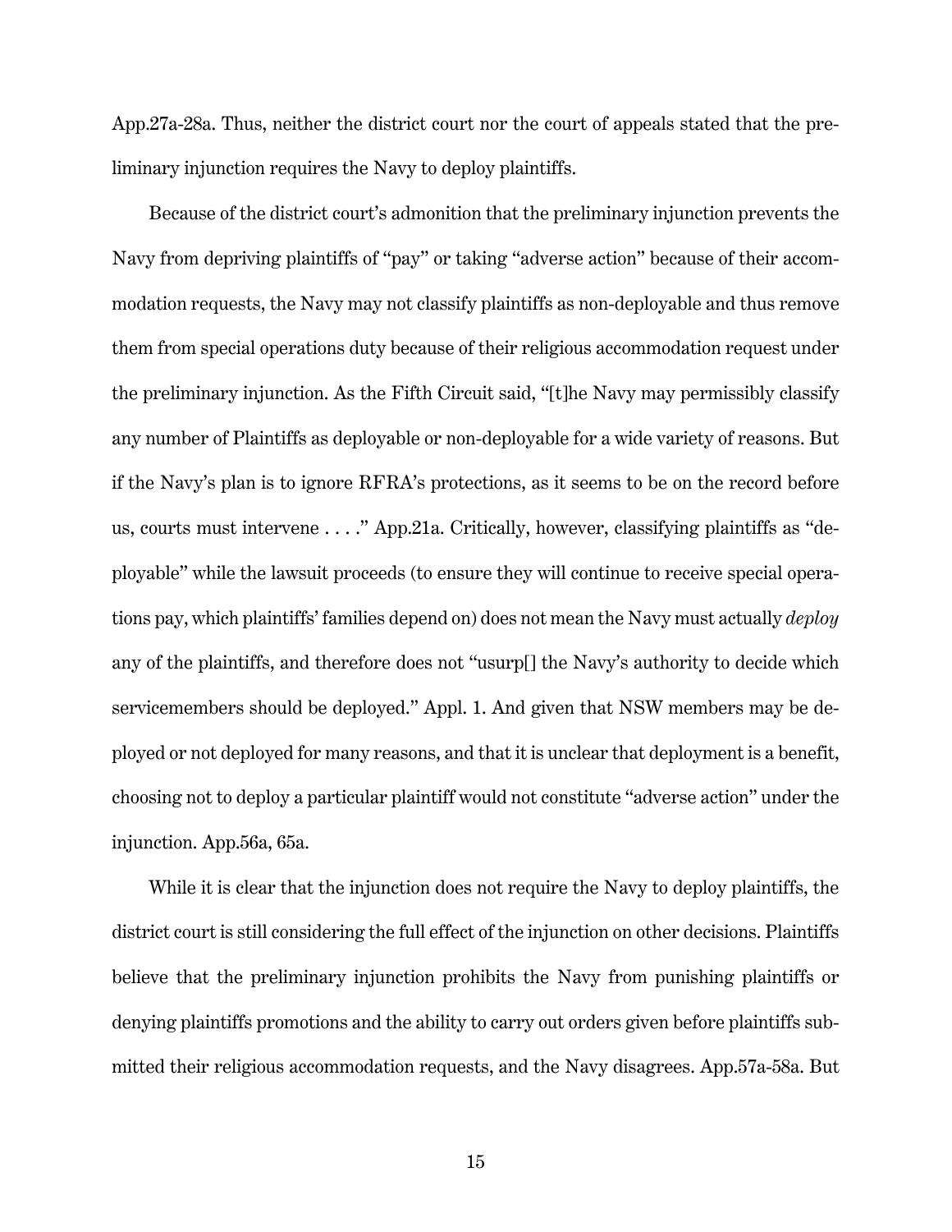App.27a-28a. Thus, neither the district court nor the court of appeals stated that the preliminary injunction requires the Navy to deploy plaintiffs.

Because of the district court's admonition that the preliminary injunction prevents the Navy from depriving plaintiffs of "pay" or taking "adverse action" because of their accommodation requests, the Navy may not classify plaintiffs as non-deployable and thus remove them from special operations duty because of their religious accommodation request under the preliminary injunction. As the Fifth Circuit said, "[t]he Navy may permissibly classify any number of Plaintiffs as deployable or non-deployable for a wide variety of reasons. But if the Navy's plan is to ignore RFRA's protections, as it seems to be on the record before us, courts must intervene . . . ." App.21a. Critically, however, classifying plaintiffs as "deployable" while the lawsuit proceeds (to ensure they will continue to receive special operations pay, which plaintiffs' families depend on) does not mean the Navy must actually *deploy* any of the plaintiffs, and therefore does not "usurp[] the Navy's authority to decide which servicemembers should be deployed." Appl. 1. And given that NSW members may be deployed or not deployed for many reasons, and that it is unclear that deployment is a benefit, choosing not to deploy a particular plaintiff would not constitute "adverse action" under the injunction. App.56a, 65a.

While it is clear that the injunction does not require the Navy to deploy plaintiffs, the district court is still considering the full effect of the injunction on other decisions. Plaintiffs believe that the preliminary injunction prohibits the Navy from punishing plaintiffs or denying plaintiffs promotions and the ability to carry out orders given before plaintiffs submitted their religious accommodation requests, and the Navy disagrees. App.57a-58a. But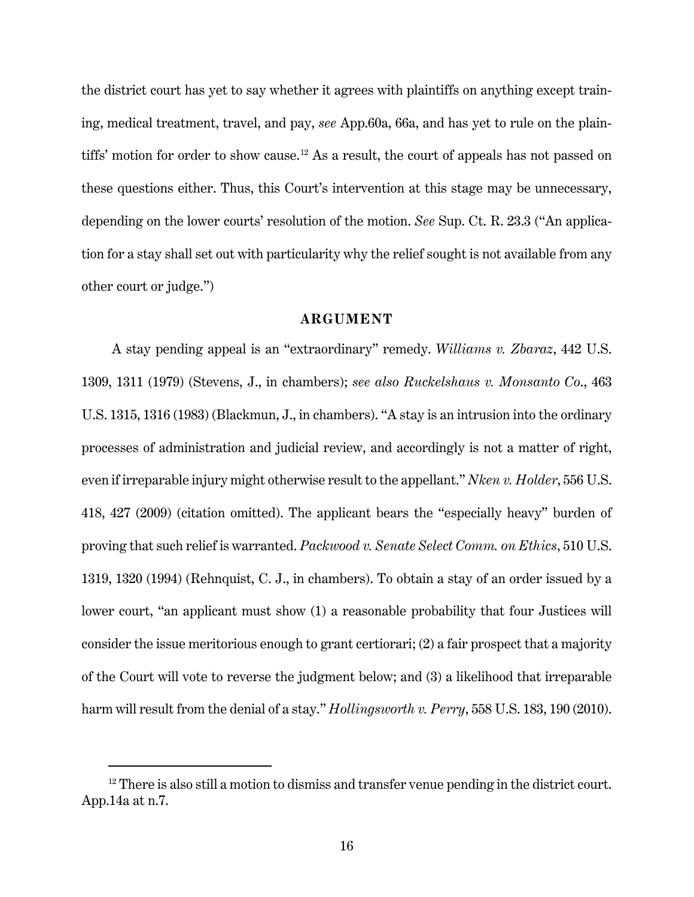the district court has yet to say whether it agrees with plaintiffs on anything except training, medical treatment, travel, and pay, *see* App.60a, 66a, and has yet to rule on the plaintiffs' motion for order to show cause.[12] As a result, the court of appeals has not passed on these questions either. Thus, this Court's intervention at this stage may be unnecessary, depending on the lower courts' resolution of the motion. *See* Sup. Ct. R. 23.3 ("An application for a stay shall set out with particularity why the relief sought is not available from any other court or judge.")

## ARGUMENT

A stay pending appeal is an "extraordinary" remedy. *Williams v. Zbaraz*, 442 U.S. 1309, 1311 (1979) (Stevens, J., in chambers); *see also Ruckelshaus v. Monsanto Co.*, 463 U.S. 1315, 1316 (1983) (Blackmun, J., in chambers). "A stay is an intrusion into the ordinary processes of administration and judicial review, and accordingly is not a matter of right, even if irreparable injury might otherwise result to the appellant." *Nken v. Holder*, 556 U.S. 418, 427 (2009) (citation omitted). The applicant bears the "especially heavy" burden of proving that such relief is warranted. *Packwood v. Senate Select Comm. on Ethics*, 510 U.S. 1319, 1320 (1994) (Rehnquist, C. J., in chambers). To obtain a stay of an order issued by a lower court, "an applicant must show (1) a reasonable probability that four Justices will consider the issue meritorious enough to grant certiorari; (2) a fair prospect that a majority of the Court will vote to reverse the judgment below; and (3) a likelihood that irreparable harm will result from the denial of a stay." *Hollingsworth v. Perry*, 558 U.S. 183, 190 (2010).

---

[12] There is also still a motion to dismiss and transfer venue pending in the district court. App.14a at n.7.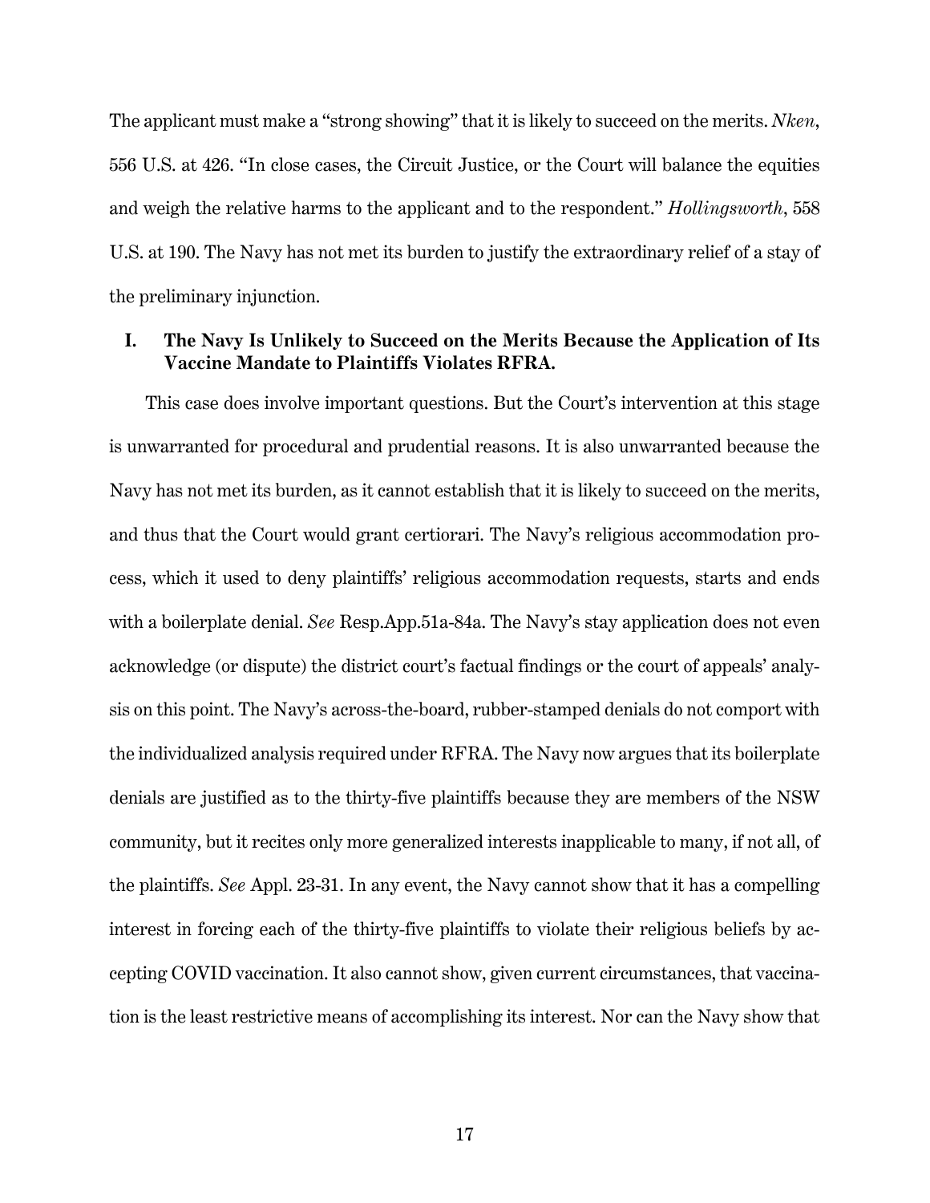The applicant must make a "strong showing" that it is likely to succeed on the merits. *Nken*, 556 U.S. at 426. "In close cases, the Circuit Justice, or the Court will balance the equities and weigh the relative harms to the applicant and to the respondent." *Hollingsworth*, 558 U.S. at 190. The Navy has not met its burden to justify the extraordinary relief of a stay of the preliminary injunction.

## I. The Navy Is Unlikely to Succeed on the Merits Because the Application of Its Vaccine Mandate to Plaintiffs Violates RFRA.

This case does involve important questions. But the Court's intervention at this stage is unwarranted for procedural and prudential reasons. It is also unwarranted because the Navy has not met its burden, as it cannot establish that it is likely to succeed on the merits, and thus that the Court would grant certiorari. The Navy's religious accommodation process, which it used to deny plaintiffs' religious accommodation requests, starts and ends with a boilerplate denial. *See* Resp.App.51a-84a. The Navy's stay application does not even acknowledge (or dispute) the district court's factual findings or the court of appeals' analysis on this point. The Navy's across-the-board, rubber-stamped denials do not comport with the individualized analysis required under RFRA. The Navy now argues that its boilerplate denials are justified as to the thirty-five plaintiffs because they are members of the NSW community, but it recites only more generalized interests inapplicable to many, if not all, of the plaintiffs. *See* Appl. 23-31. In any event, the Navy cannot show that it has a compelling interest in forcing each of the thirty-five plaintiffs to violate their religious beliefs by accepting COVID vaccination. It also cannot show, given current circumstances, that vaccination is the least restrictive means of accomplishing its interest. Nor can the Navy show that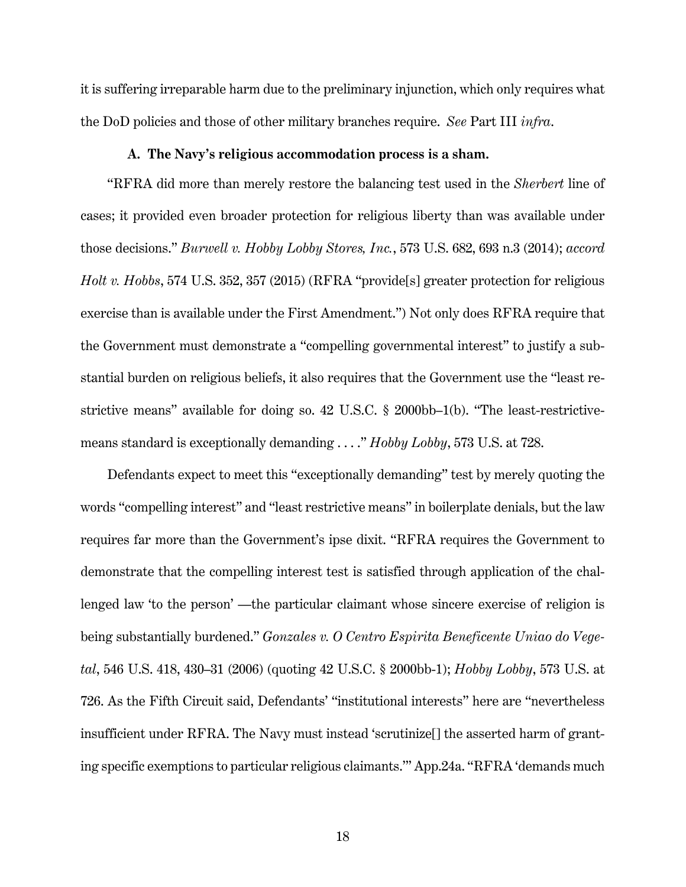it is suffering irreparable harm due to the preliminary injunction, which only requires what the DoD policies and those of other military branches require. *See* Part III *infra*.

### A. The Navy's religious accommodation process is a sham.

"RFRA did more than merely restore the balancing test used in the *Sherbert* line of cases; it provided even broader protection for religious liberty than was available under those decisions." *Burwell v. Hobby Lobby Stores, Inc.*, 573 U.S. 682, 693 n.3 (2014); *accord Holt v. Hobbs*, 574 U.S. 352, 357 (2015) (RFRA "provide[s] greater protection for religious exercise than is available under the First Amendment.") Not only does RFRA require that the Government must demonstrate a "compelling governmental interest" to justify a substantial burden on religious beliefs, it also requires that the Government use the "least restrictive means" available for doing so. 42 U.S.C. § 2000bb–1(b). "The least-restrictive-means standard is exceptionally demanding . . . ." *Hobby Lobby*, 573 U.S. at 728.

Defendants expect to meet this "exceptionally demanding" test by merely quoting the words "compelling interest" and "least restrictive means" in boilerplate denials, but the law requires far more than the Government's ipse dixit. "RFRA requires the Government to demonstrate that the compelling interest test is satisfied through application of the challenged law 'to the person' —the particular claimant whose sincere exercise of religion is being substantially burdened." *Gonzales v. O Centro Espirita Beneficente Uniao do Vegetal*, 546 U.S. 418, 430–31 (2006) (quoting 42 U.S.C. § 2000bb-1); *Hobby Lobby*, 573 U.S. at 726. As the Fifth Circuit said, Defendants' "institutional interests" here are "nevertheless insufficient under RFRA. The Navy must instead 'scrutinize[] the asserted harm of granting specific exemptions to particular religious claimants.'" App.24a. "RFRA 'demands much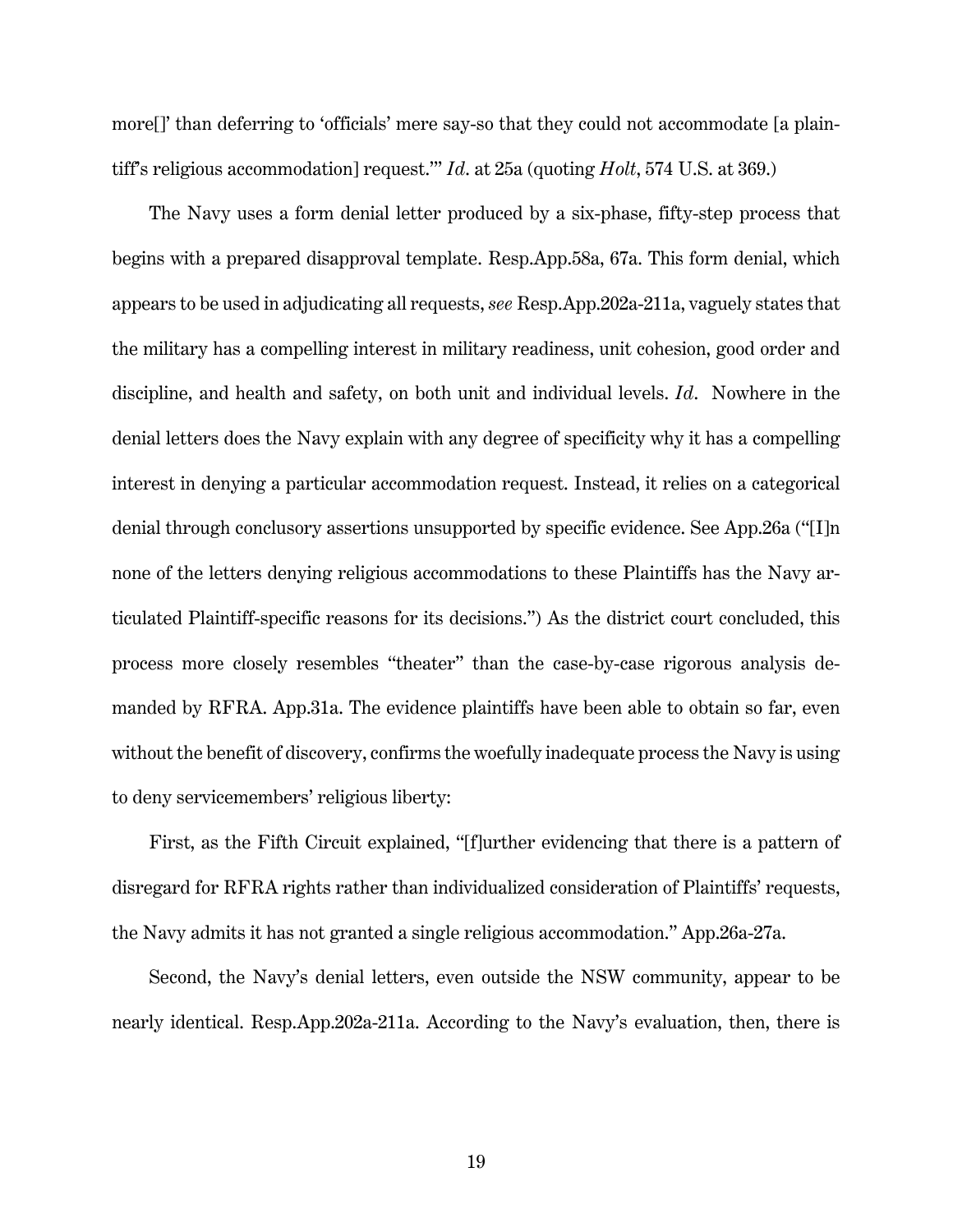more[]' than deferring to 'officials' mere say-so that they could not accommodate [a plaintiff's religious accommodation] request.'" *Id*. at 25a (quoting *Holt*, 574 U.S. at 369.)

The Navy uses a form denial letter produced by a six-phase, fifty-step process that begins with a prepared disapproval template. Resp.App.58a, 67a. This form denial, which appears to be used in adjudicating all requests, *see* Resp.App.202a-211a, vaguely states that the military has a compelling interest in military readiness, unit cohesion, good order and discipline, and health and safety, on both unit and individual levels. *Id*. Nowhere in the denial letters does the Navy explain with any degree of specificity why it has a compelling interest in denying a particular accommodation request. Instead, it relies on a categorical denial through conclusory assertions unsupported by specific evidence. See App.26a ("[I]n none of the letters denying religious accommodations to these Plaintiffs has the Navy articulated Plaintiff-specific reasons for its decisions.") As the district court concluded, this process more closely resembles "theater" than the case-by-case rigorous analysis demanded by RFRA. App.31a. The evidence plaintiffs have been able to obtain so far, even without the benefit of discovery, confirms the woefully inadequate process the Navy is using to deny servicemembers' religious liberty:

First, as the Fifth Circuit explained, "[f]urther evidencing that there is a pattern of disregard for RFRA rights rather than individualized consideration of Plaintiffs' requests, the Navy admits it has not granted a single religious accommodation." App.26a-27a.

Second, the Navy's denial letters, even outside the NSW community, appear to be nearly identical. Resp.App.202a-211a. According to the Navy's evaluation, then, there is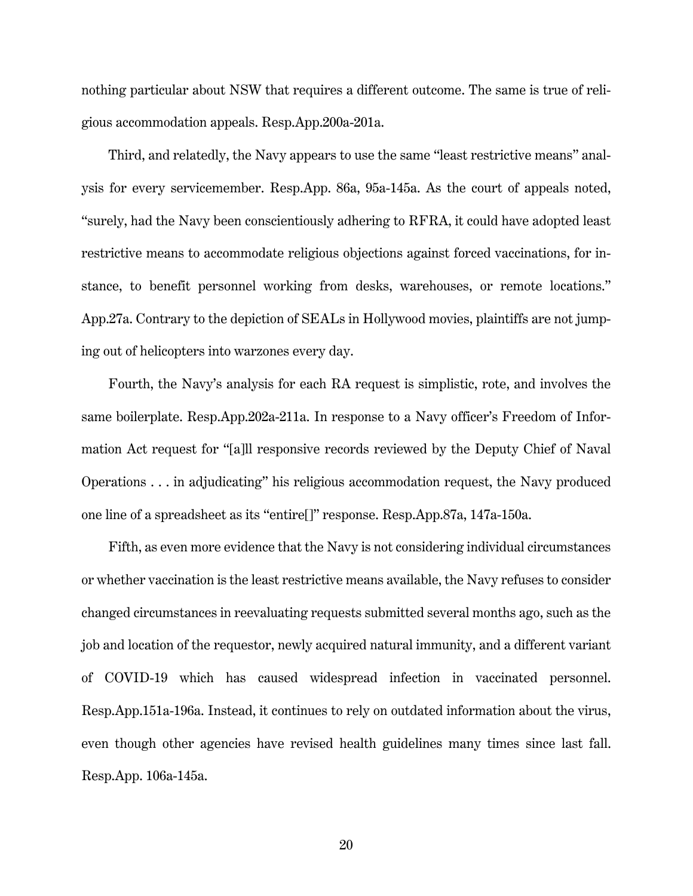nothing particular about NSW that requires a different outcome. The same is true of religious accommodation appeals. Resp.App.200a-201a.

Third, and relatedly, the Navy appears to use the same "least restrictive means" analysis for every servicemember. Resp.App. 86a, 95a-145a. As the court of appeals noted, "surely, had the Navy been conscientiously adhering to RFRA, it could have adopted least restrictive means to accommodate religious objections against forced vaccinations, for instance, to benefit personnel working from desks, warehouses, or remote locations." App.27a. Contrary to the depiction of SEALs in Hollywood movies, plaintiffs are not jumping out of helicopters into warzones every day.

Fourth, the Navy's analysis for each RA request is simplistic, rote, and involves the same boilerplate. Resp.App.202a-211a. In response to a Navy officer's Freedom of Information Act request for "[a]ll responsive records reviewed by the Deputy Chief of Naval Operations . . . in adjudicating" his religious accommodation request, the Navy produced one line of a spreadsheet as its "entire[]" response. Resp.App.87a, 147a-150a.

Fifth, as even more evidence that the Navy is not considering individual circumstances or whether vaccination is the least restrictive means available, the Navy refuses to consider changed circumstances in reevaluating requests submitted several months ago, such as the job and location of the requestor, newly acquired natural immunity, and a different variant of COVID-19 which has caused widespread infection in vaccinated personnel. Resp.App.151a-196a. Instead, it continues to rely on outdated information about the virus, even though other agencies have revised health guidelines many times since last fall. Resp.App. 106a-145a.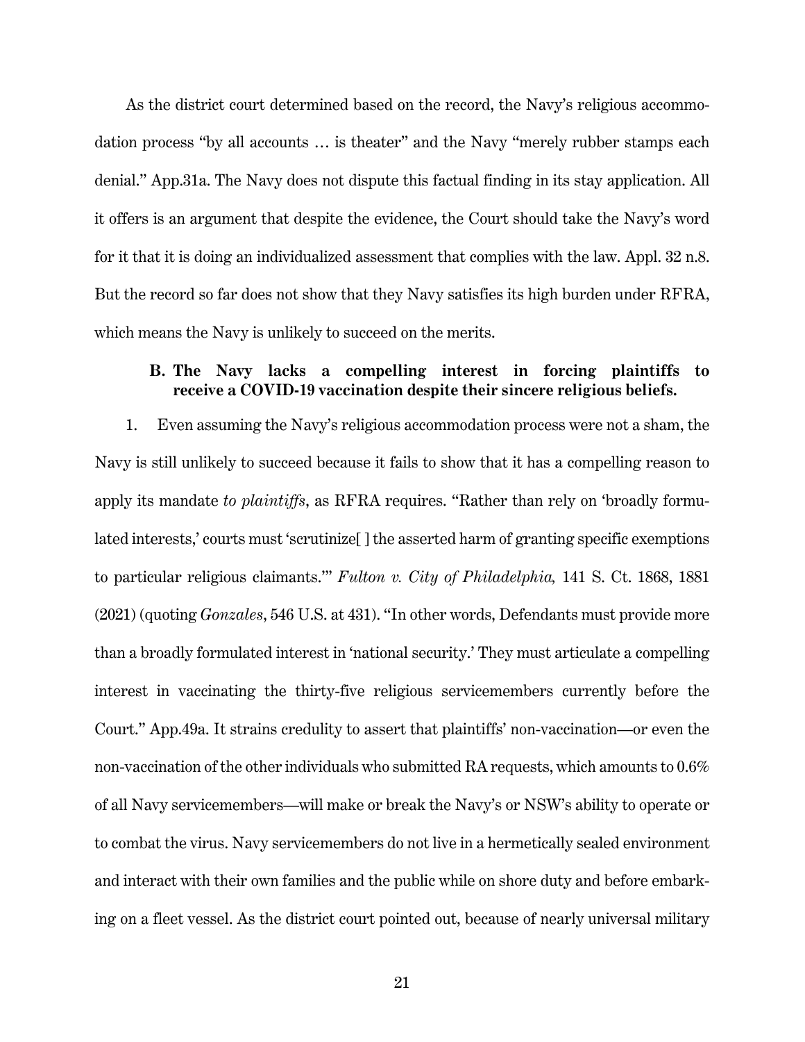As the district court determined based on the record, the Navy's religious accommodation process "by all accounts … is theater" and the Navy "merely rubber stamps each denial." App.31a. The Navy does not dispute this factual finding in its stay application. All it offers is an argument that despite the evidence, the Court should take the Navy's word for it that it is doing an individualized assessment that complies with the law. Appl. 32 n.8. But the record so far does not show that they Navy satisfies its high burden under RFRA, which means the Navy is unlikely to succeed on the merits.

### B. The Navy lacks a compelling interest in forcing plaintiffs to receive a COVID-19 vaccination despite their sincere religious beliefs.

1. Even assuming the Navy's religious accommodation process were not a sham, the Navy is still unlikely to succeed because it fails to show that it has a compelling reason to apply its mandate *to plaintiffs*, as RFRA requires. "Rather than rely on 'broadly formulated interests,' courts must 'scrutinize[ ] the asserted harm of granting specific exemptions to particular religious claimants.'" *Fulton v. City of Philadelphia,* 141 S. Ct. 1868, 1881 (2021) (quoting *Gonzales*, 546 U.S. at 431). "In other words, Defendants must provide more than a broadly formulated interest in 'national security.' They must articulate a compelling interest in vaccinating the thirty-five religious servicemembers currently before the Court." App.49a. It strains credulity to assert that plaintiffs' non-vaccination—or even the non-vaccination of the other individuals who submitted RA requests, which amounts to 0.6% of all Navy servicemembers—will make or break the Navy's or NSW's ability to operate or to combat the virus. Navy servicemembers do not live in a hermetically sealed environment and interact with their own families and the public while on shore duty and before embarking on a fleet vessel. As the district court pointed out, because of nearly universal military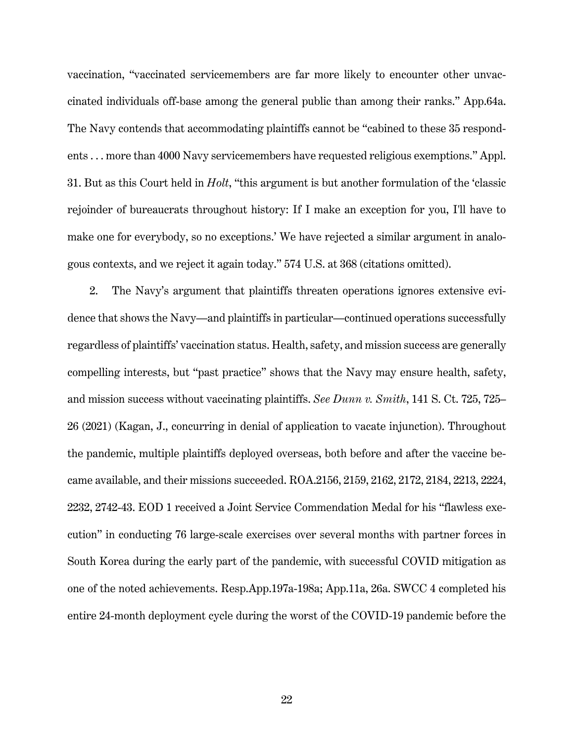vaccination, "vaccinated servicemembers are far more likely to encounter other unvaccinated individuals off-base among the general public than among their ranks." App.64a. The Navy contends that accommodating plaintiffs cannot be "cabined to these 35 respondents . . . more than 4000 Navy servicemembers have requested religious exemptions." Appl. 31. But as this Court held in *Holt*, "this argument is but another formulation of the 'classic rejoinder of bureaucrats throughout history: If I make an exception for you, I'll have to make one for everybody, so no exceptions.' We have rejected a similar argument in analogous contexts, and we reject it again today." 574 U.S. at 368 (citations omitted).

2. The Navy's argument that plaintiffs threaten operations ignores extensive evidence that shows the Navy—and plaintiffs in particular—continued operations successfully regardless of plaintiffs' vaccination status. Health, safety, and mission success are generally compelling interests, but "past practice" shows that the Navy may ensure health, safety, and mission success without vaccinating plaintiffs. *See Dunn v. Smith*, 141 S. Ct. 725, 725–26 (2021) (Kagan, J., concurring in denial of application to vacate injunction). Throughout the pandemic, multiple plaintiffs deployed overseas, both before and after the vaccine became available, and their missions succeeded. ROA.2156, 2159, 2162, 2172, 2184, 2213, 2224, 2232, 2742-43. EOD 1 received a Joint Service Commendation Medal for his "flawless execution" in conducting 76 large-scale exercises over several months with partner forces in South Korea during the early part of the pandemic, with successful COVID mitigation as one of the noted achievements. Resp.App.197a-198a; App.11a, 26a. SWCC 4 completed his entire 24-month deployment cycle during the worst of the COVID-19 pandemic before the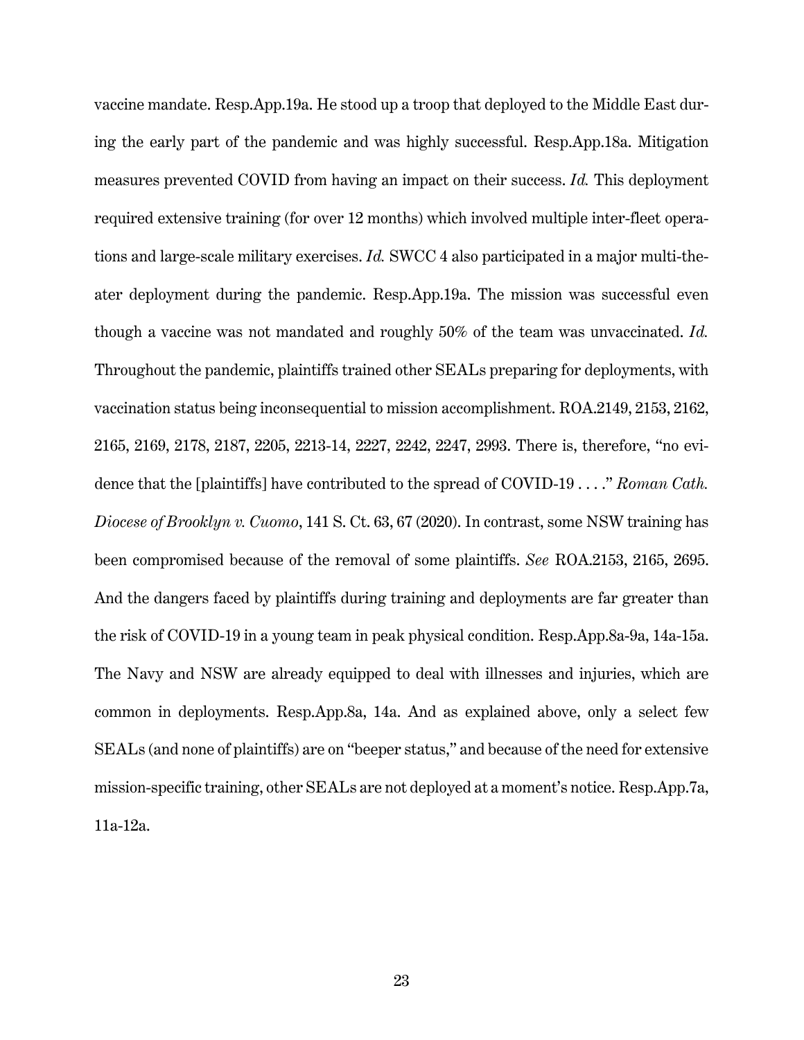vaccine mandate. Resp.App.19a. He stood up a troop that deployed to the Middle East during the early part of the pandemic and was highly successful. Resp.App.18a. Mitigation measures prevented COVID from having an impact on their success. *Id.* This deployment required extensive training (for over 12 months) which involved multiple inter-fleet operations and large-scale military exercises. *Id.* SWCC 4 also participated in a major multi-theater deployment during the pandemic. Resp.App.19a. The mission was successful even though a vaccine was not mandated and roughly 50% of the team was unvaccinated. *Id.* Throughout the pandemic, plaintiffs trained other SEALs preparing for deployments, with vaccination status being inconsequential to mission accomplishment. ROA.2149, 2153, 2162, 2165, 2169, 2178, 2187, 2205, 2213-14, 2227, 2242, 2247, 2993. There is, therefore, "no evidence that the [plaintiffs] have contributed to the spread of COVID-19 . . . ." *Roman Cath. Diocese of Brooklyn v. Cuomo*, 141 S. Ct. 63, 67 (2020). In contrast, some NSW training has been compromised because of the removal of some plaintiffs. *See* ROA.2153, 2165, 2695. And the dangers faced by plaintiffs during training and deployments are far greater than the risk of COVID-19 in a young team in peak physical condition. Resp.App.8a-9a, 14a-15a. The Navy and NSW are already equipped to deal with illnesses and injuries, which are common in deployments. Resp.App.8a, 14a. And as explained above, only a select few SEALs (and none of plaintiffs) are on "beeper status," and because of the need for extensive mission-specific training, other SEALs are not deployed at a moment's notice. Resp.App.7a, 11a-12a.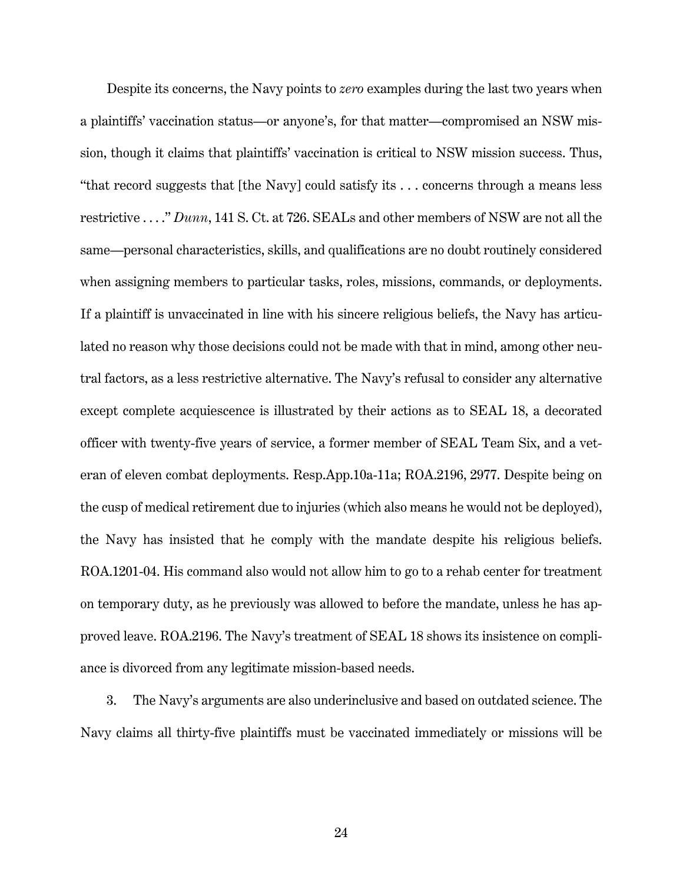Despite its concerns, the Navy points to *zero* examples during the last two years when a plaintiffs' vaccination status—or anyone's, for that matter—compromised an NSW mission, though it claims that plaintiffs' vaccination is critical to NSW mission success. Thus, "that record suggests that [the Navy] could satisfy its . . . concerns through a means less restrictive . . . ." *Dunn*, 141 S. Ct. at 726. SEALs and other members of NSW are not all the same—personal characteristics, skills, and qualifications are no doubt routinely considered when assigning members to particular tasks, roles, missions, commands, or deployments. If a plaintiff is unvaccinated in line with his sincere religious beliefs, the Navy has articulated no reason why those decisions could not be made with that in mind, among other neutral factors, as a less restrictive alternative. The Navy's refusal to consider any alternative except complete acquiescence is illustrated by their actions as to SEAL 18, a decorated officer with twenty-five years of service, a former member of SEAL Team Six, and a veteran of eleven combat deployments. Resp.App.10a-11a; ROA.2196, 2977. Despite being on the cusp of medical retirement due to injuries (which also means he would not be deployed), the Navy has insisted that he comply with the mandate despite his religious beliefs. ROA.1201-04. His command also would not allow him to go to a rehab center for treatment on temporary duty, as he previously was allowed to before the mandate, unless he has approved leave. ROA.2196. The Navy's treatment of SEAL 18 shows its insistence on compliance is divorced from any legitimate mission-based needs.

3. The Navy's arguments are also underinclusive and based on outdated science. The Navy claims all thirty-five plaintiffs must be vaccinated immediately or missions will be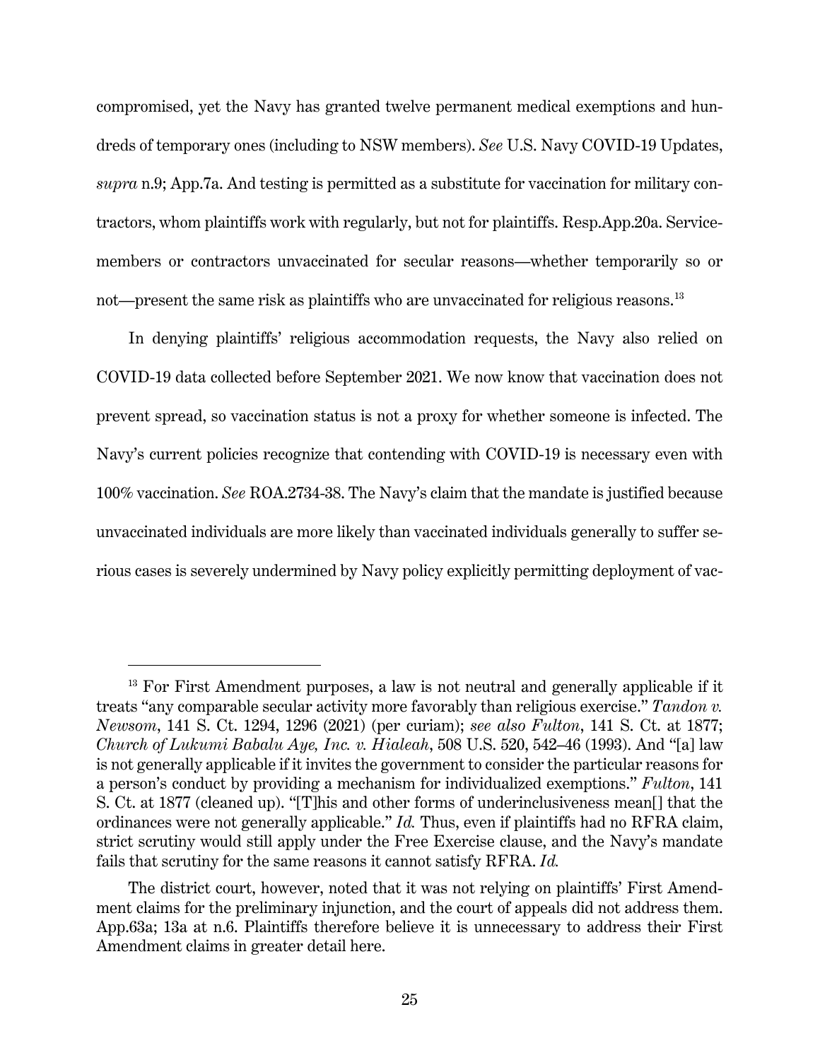compromised, yet the Navy has granted twelve permanent medical exemptions and hundreds of temporary ones (including to NSW members). *See* U.S. Navy COVID-19 Updates, *supra* n.9; App.7a. And testing is permitted as a substitute for vaccination for military contractors, whom plaintiffs work with regularly, but not for plaintiffs. Resp.App.20a. Servicemembers or contractors unvaccinated for secular reasons—whether temporarily so or not—present the same risk as plaintiffs who are unvaccinated for religious reasons.[13]

In denying plaintiffs' religious accommodation requests, the Navy also relied on COVID-19 data collected before September 2021. We now know that vaccination does not prevent spread, so vaccination status is not a proxy for whether someone is infected. The Navy's current policies recognize that contending with COVID-19 is necessary even with 100% vaccination. *See* ROA.2734-38. The Navy's claim that the mandate is justified because unvaccinated individuals are more likely than vaccinated individuals generally to suffer serious cases is severely undermined by Navy policy explicitly permitting deployment of vac-

---

[13] For First Amendment purposes, a law is not neutral and generally applicable if it treats "any comparable secular activity more favorably than religious exercise." *Tandon v. Newsom*, 141 S. Ct. 1294, 1296 (2021) (per curiam); *see also Fulton*, 141 S. Ct. at 1877; *Church of Lukumi Babalu Aye, Inc. v. Hialeah*, 508 U.S. 520, 542–46 (1993). And "[a] law is not generally applicable if it invites the government to consider the particular reasons for a person's conduct by providing a mechanism for individualized exemptions." *Fulton*, 141 S. Ct. at 1877 (cleaned up). "[T]his and other forms of underinclusiveness mean[] that the ordinances were not generally applicable." *Id.* Thus, even if plaintiffs had no RFRA claim, strict scrutiny would still apply under the Free Exercise clause, and the Navy's mandate fails that scrutiny for the same reasons it cannot satisfy RFRA. *Id.*

The district court, however, noted that it was not relying on plaintiffs' First Amendment claims for the preliminary injunction, and the court of appeals did not address them. App.63a; 13a at n.6. Plaintiffs therefore believe it is unnecessary to address their First Amendment claims in greater detail here.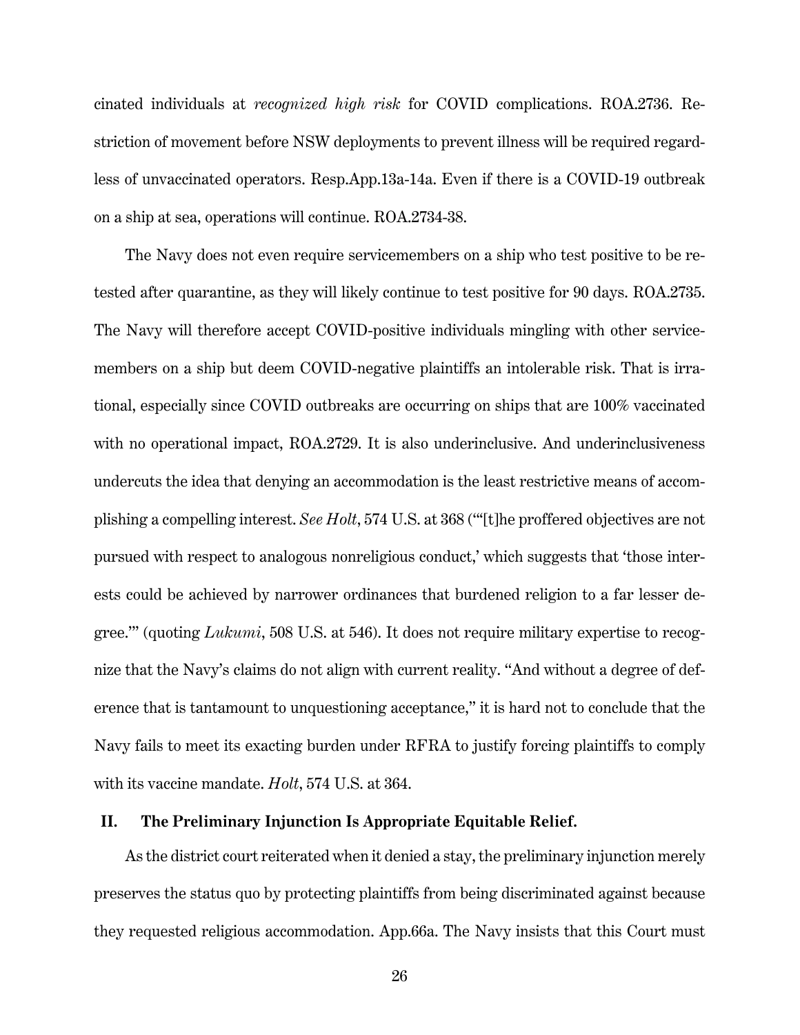cinated individuals at *recognized high risk* for COVID complications. ROA.2736. Restriction of movement before NSW deployments to prevent illness will be required regardless of unvaccinated operators. Resp.App.13a-14a. Even if there is a COVID-19 outbreak on a ship at sea, operations will continue. ROA.2734-38.

The Navy does not even require servicemembers on a ship who test positive to be retested after quarantine, as they will likely continue to test positive for 90 days. ROA.2735. The Navy will therefore accept COVID-positive individuals mingling with other servicemembers on a ship but deem COVID-negative plaintiffs an intolerable risk. That is irrational, especially since COVID outbreaks are occurring on ships that are 100% vaccinated with no operational impact, ROA.2729. It is also underinclusive. And underinclusiveness undercuts the idea that denying an accommodation is the least restrictive means of accomplishing a compelling interest. *See Holt*, 574 U.S. at 368 ("'[t]he proffered objectives are not pursued with respect to analogous nonreligious conduct,' which suggests that 'those interests could be achieved by narrower ordinances that burdened religion to a far lesser degree.'" (quoting *Lukumi*, 508 U.S. at 546). It does not require military expertise to recognize that the Navy's claims do not align with current reality. "And without a degree of deference that is tantamount to unquestioning acceptance," it is hard not to conclude that the Navy fails to meet its exacting burden under RFRA to justify forcing plaintiffs to comply with its vaccine mandate. *Holt*, 574 U.S. at 364.

## II. The Preliminary Injunction Is Appropriate Equitable Relief.

As the district court reiterated when it denied a stay, the preliminary injunction merely preserves the status quo by protecting plaintiffs from being discriminated against because they requested religious accommodation. App.66a. The Navy insists that this Court must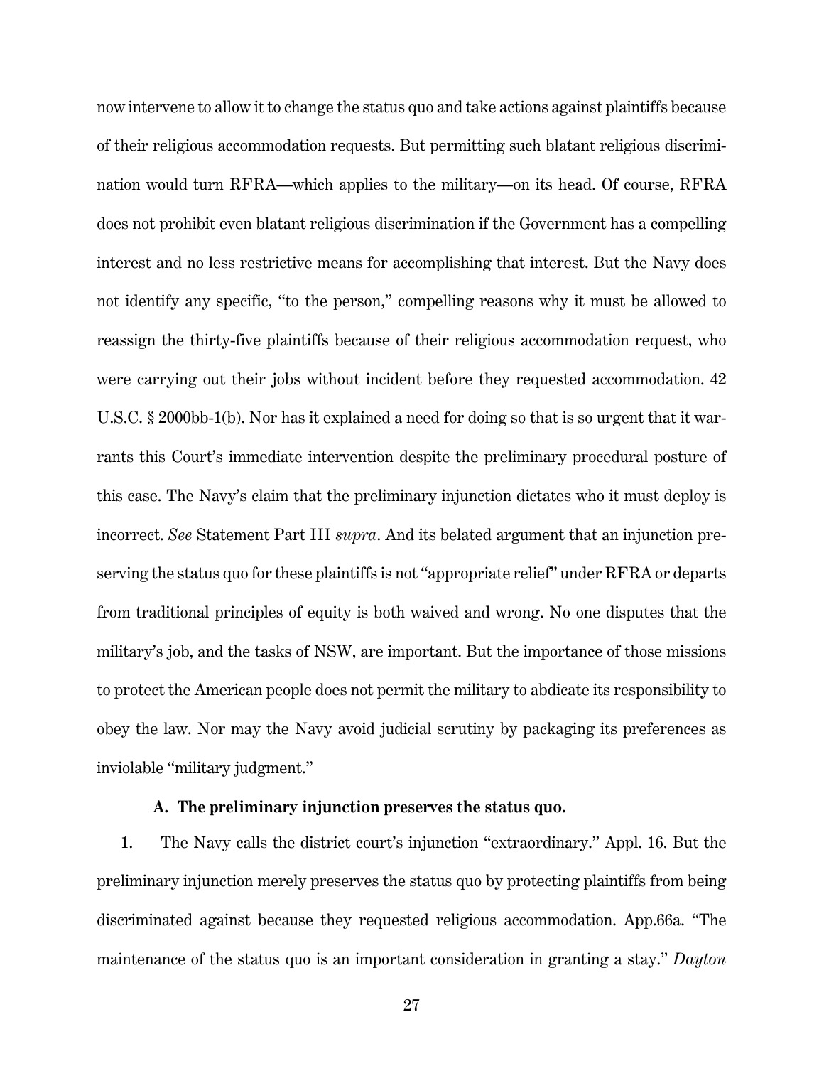now intervene to allow it to change the status quo and take actions against plaintiffs because of their religious accommodation requests. But permitting such blatant religious discrimination would turn RFRA—which applies to the military—on its head. Of course, RFRA does not prohibit even blatant religious discrimination if the Government has a compelling interest and no less restrictive means for accomplishing that interest. But the Navy does not identify any specific, "to the person," compelling reasons why it must be allowed to reassign the thirty-five plaintiffs because of their religious accommodation request, who were carrying out their jobs without incident before they requested accommodation. 42 U.S.C. § 2000bb-1(b). Nor has it explained a need for doing so that is so urgent that it warrants this Court's immediate intervention despite the preliminary procedural posture of this case. The Navy's claim that the preliminary injunction dictates who it must deploy is incorrect. *See* Statement Part III *supra*. And its belated argument that an injunction preserving the status quo for these plaintiffs is not "appropriate relief" under RFRA or departs from traditional principles of equity is both waived and wrong. No one disputes that the military's job, and the tasks of NSW, are important. But the importance of those missions to protect the American people does not permit the military to abdicate its responsibility to obey the law. Nor may the Navy avoid judicial scrutiny by packaging its preferences as inviolable "military judgment."

### A. The preliminary injunction preserves the status quo.

1. The Navy calls the district court's injunction "extraordinary." Appl. 16. But the preliminary injunction merely preserves the status quo by protecting plaintiffs from being discriminated against because they requested religious accommodation. App.66a. "The maintenance of the status quo is an important consideration in granting a stay." *Dayton*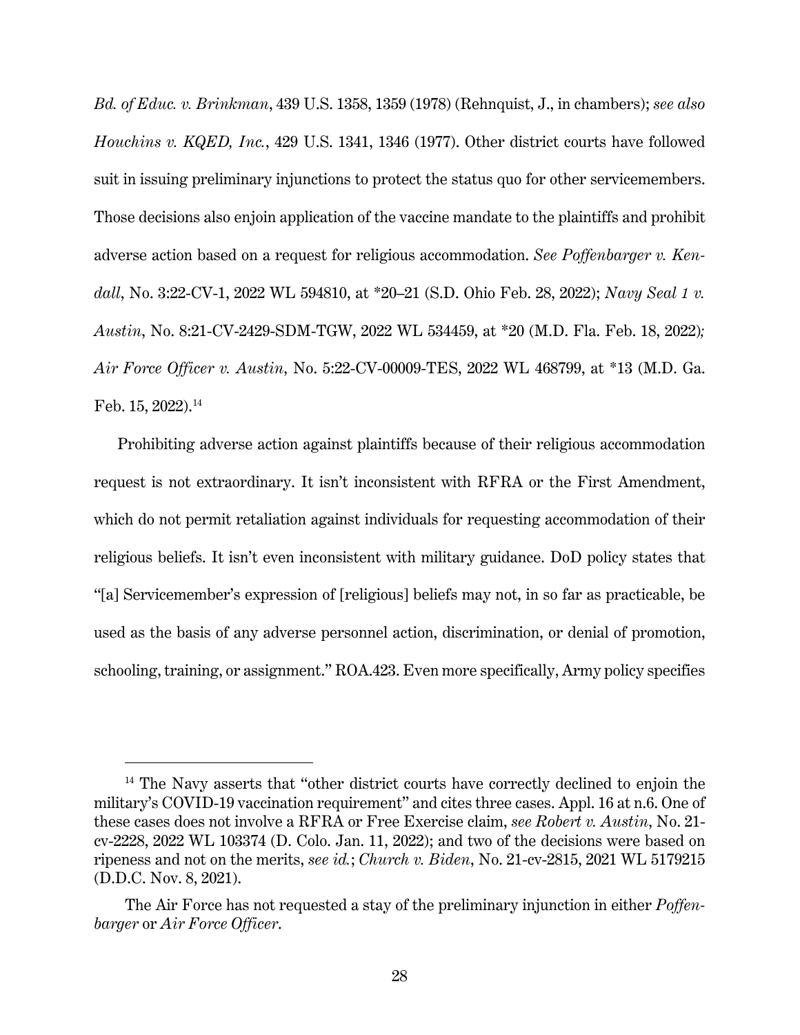*Bd. of Educ. v. Brinkman*, 439 U.S. 1358, 1359 (1978) (Rehnquist, J., in chambers); *see also Houchins v. KQED, Inc.*, 429 U.S. 1341, 1346 (1977). Other district courts have followed suit in issuing preliminary injunctions to protect the status quo for other servicemembers. Those decisions also enjoin application of the vaccine mandate to the plaintiffs and prohibit adverse action based on a request for religious accommodation. *See Poffenbarger v. Kendall*, No. 3:22-CV-1, 2022 WL 594810, at *20–21 (S.D. Ohio Feb. 28, 2022); *Navy Seal 1 v. Austin*, No. 8:21-CV-2429-SDM-TGW, 2022 WL 534459, at *20 (M.D. Fla. Feb. 18, 2022); *Air Force Officer v. Austin*, No. 5:22-CV-00009-TES, 2022 WL 468799, at *13 (M.D. Ga. Feb. 15, 2022).[14]

Prohibiting adverse action against plaintiffs because of their religious accommodation request is not extraordinary. It isn't inconsistent with RFRA or the First Amendment, which do not permit retaliation against individuals for requesting accommodation of their religious beliefs. It isn't even inconsistent with military guidance. DoD policy states that "[a] Servicemember's expression of [religious] beliefs may not, in so far as practicable, be used as the basis of any adverse personnel action, discrimination, or denial of promotion, schooling, training, or assignment." ROA.423. Even more specifically, Army policy specifies

---

[14] The Navy asserts that "other district courts have correctly declined to enjoin the military's COVID-19 vaccination requirement" and cites three cases. Appl. 16 at n.6. One of these cases does not involve a RFRA or Free Exercise claim, *see Robert v. Austin*, No. 21-cv-2228, 2022 WL 103374 (D. Colo. Jan. 11, 2022); and two of the decisions were based on ripeness and not on the merits, *see id.*; *Church v. Biden*, No. 21-cv-2815, 2021 WL 5179215 (D.D.C. Nov. 8, 2021).

The Air Force has not requested a stay of the preliminary injunction in either *Poffenbarger* or *Air Force Officer*.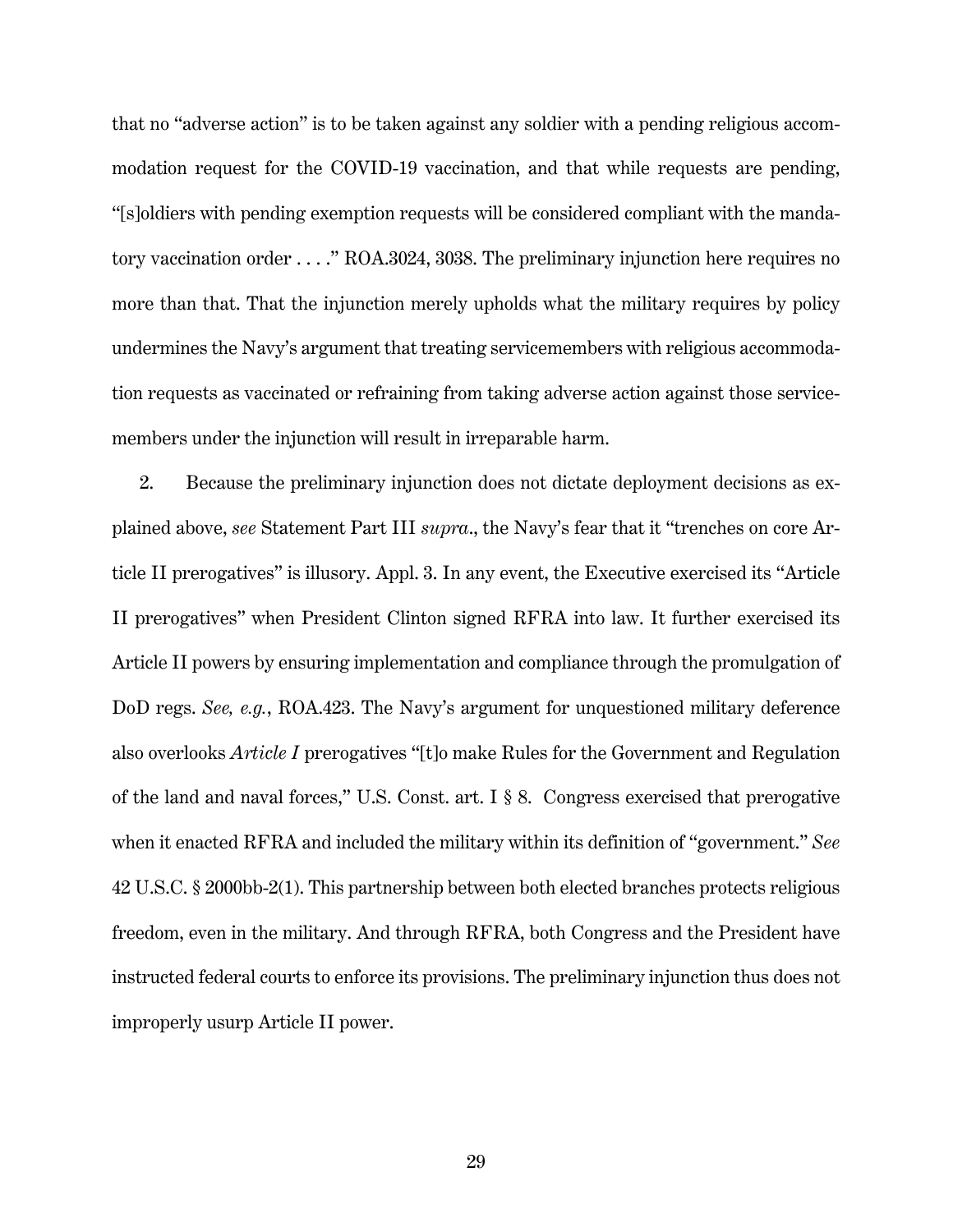that no "adverse action" is to be taken against any soldier with a pending religious accommodation request for the COVID-19 vaccination, and that while requests are pending, "[s]oldiers with pending exemption requests will be considered compliant with the mandatory vaccination order . . . ." ROA.3024, 3038. The preliminary injunction here requires no more than that. That the injunction merely upholds what the military requires by policy undermines the Navy's argument that treating servicemembers with religious accommodation requests as vaccinated or refraining from taking adverse action against those servicemembers under the injunction will result in irreparable harm.

2. Because the preliminary injunction does not dictate deployment decisions as explained above, *see* Statement Part III *supra*., the Navy's fear that it "trenches on core Article II prerogatives" is illusory. Appl. 3. In any event, the Executive exercised its "Article II prerogatives" when President Clinton signed RFRA into law. It further exercised its Article II powers by ensuring implementation and compliance through the promulgation of DoD regs. *See, e.g.*, ROA.423. The Navy's argument for unquestioned military deference also overlooks *Article I* prerogatives "[t]o make Rules for the Government and Regulation of the land and naval forces," U.S. Const. art. I § 8. Congress exercised that prerogative when it enacted RFRA and included the military within its definition of "government." *See* 42 U.S.C. § 2000bb-2(1). This partnership between both elected branches protects religious freedom, even in the military. And through RFRA, both Congress and the President have instructed federal courts to enforce its provisions. The preliminary injunction thus does not improperly usurp Article II power.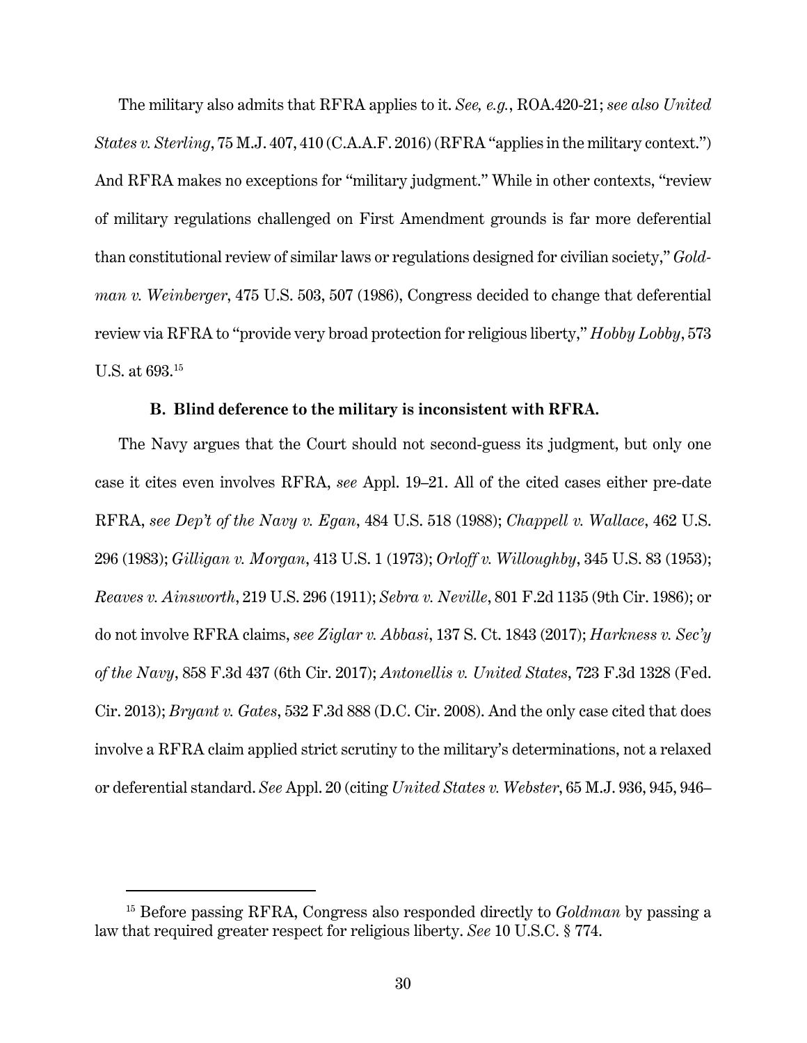The military also admits that RFRA applies to it. *See, e.g.*, ROA.420-21; *see also United States v. Sterling*, 75 M.J. 407, 410 (C.A.A.F. 2016) (RFRA "applies in the military context.") And RFRA makes no exceptions for "military judgment." While in other contexts, "review of military regulations challenged on First Amendment grounds is far more deferential than constitutional review of similar laws or regulations designed for civilian society," *Goldman v. Weinberger*, 475 U.S. 503, 507 (1986), Congress decided to change that deferential review via RFRA to "provide very broad protection for religious liberty," *Hobby Lobby*, 573 U.S. at 693.[15]

**B. Blind deference to the military is inconsistent with RFRA.**

The Navy argues that the Court should not second-guess its judgment, but only one case it cites even involves RFRA, *see* Appl. 19–21. All of the cited cases either pre-date RFRA, *see Dep't of the Navy v. Egan*, 484 U.S. 518 (1988); *Chappell v. Wallace*, 462 U.S. 296 (1983); *Gilligan v. Morgan*, 413 U.S. 1 (1973); *Orloff v. Willoughby*, 345 U.S. 83 (1953); *Reaves v. Ainsworth*, 219 U.S. 296 (1911); *Sebra v. Neville*, 801 F.2d 1135 (9th Cir. 1986); or do not involve RFRA claims, *see Ziglar v. Abbasi*, 137 S. Ct. 1843 (2017); *Harkness v. Sec'y of the Navy*, 858 F.3d 437 (6th Cir. 2017); *Antonellis v. United States*, 723 F.3d 1328 (Fed. Cir. 2013); *Bryant v. Gates*, 532 F.3d 888 (D.C. Cir. 2008). And the only case cited that does involve a RFRA claim applied strict scrutiny to the military's determinations, not a relaxed or deferential standard. *See* Appl. 20 (citing *United States v. Webster*, 65 M.J. 936, 945, 946–

[15] Before passing RFRA, Congress also responded directly to *Goldman* by passing a law that required greater respect for religious liberty. *See* 10 U.S.C. § 774.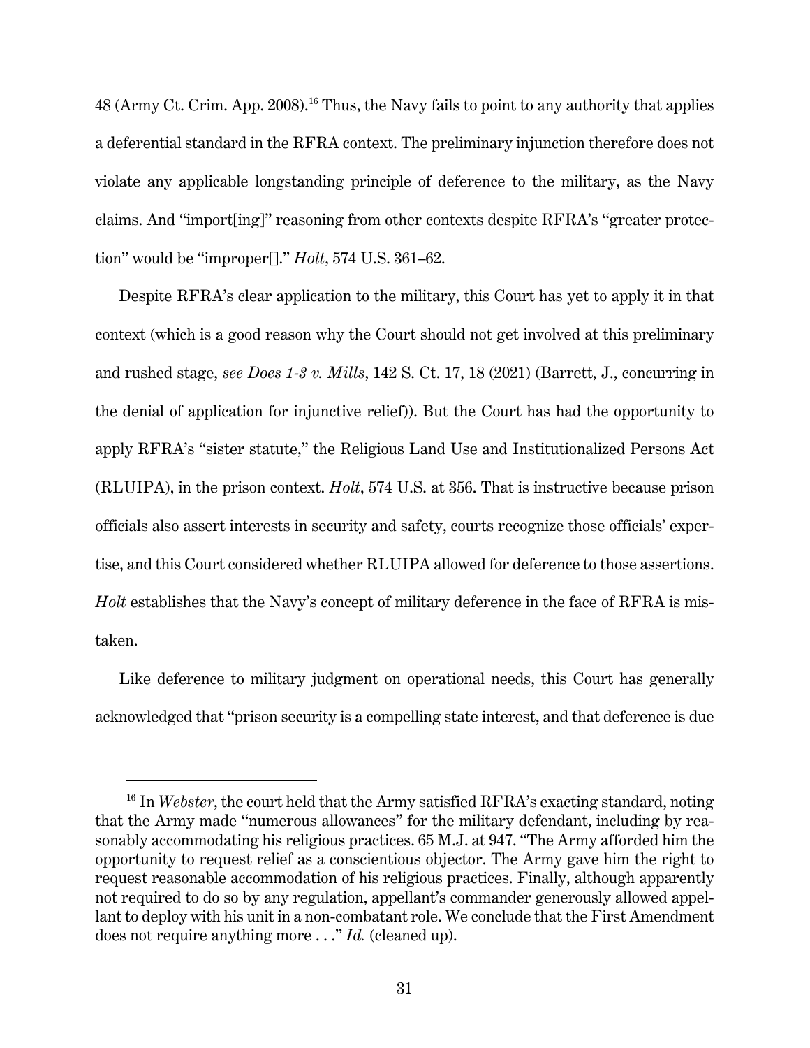48 (Army Ct. Crim. App. 2008).[16] Thus, the Navy fails to point to any authority that applies a deferential standard in the RFRA context. The preliminary injunction therefore does not violate any applicable longstanding principle of deference to the military, as the Navy claims. And "import[ing]" reasoning from other contexts despite RFRA's "greater protection" would be "improper[]." *Holt*, 574 U.S. 361–62.

Despite RFRA's clear application to the military, this Court has yet to apply it in that context (which is a good reason why the Court should not get involved at this preliminary and rushed stage, *see Does 1-3 v. Mills*, 142 S. Ct. 17, 18 (2021) (Barrett, J., concurring in the denial of application for injunctive relief)). But the Court has had the opportunity to apply RFRA's "sister statute," the Religious Land Use and Institutionalized Persons Act (RLUIPA), in the prison context. *Holt*, 574 U.S. at 356. That is instructive because prison officials also assert interests in security and safety, courts recognize those officials' expertise, and this Court considered whether RLUIPA allowed for deference to those assertions. *Holt* establishes that the Navy's concept of military deference in the face of RFRA is mistaken.

Like deference to military judgment on operational needs, this Court has generally acknowledged that "prison security is a compelling state interest, and that deference is due

---

[16] In *Webster*, the court held that the Army satisfied RFRA's exacting standard, noting that the Army made "numerous allowances" for the military defendant, including by reasonably accommodating his religious practices. 65 M.J. at 947. "The Army afforded him the opportunity to request relief as a conscientious objector. The Army gave him the right to request reasonable accommodation of his religious practices. Finally, although apparently not required to do so by any regulation, appellant's commander generously allowed appellant to deploy with his unit in a non-combatant role. We conclude that the First Amendment does not require anything more . . ." *Id.* (cleaned up).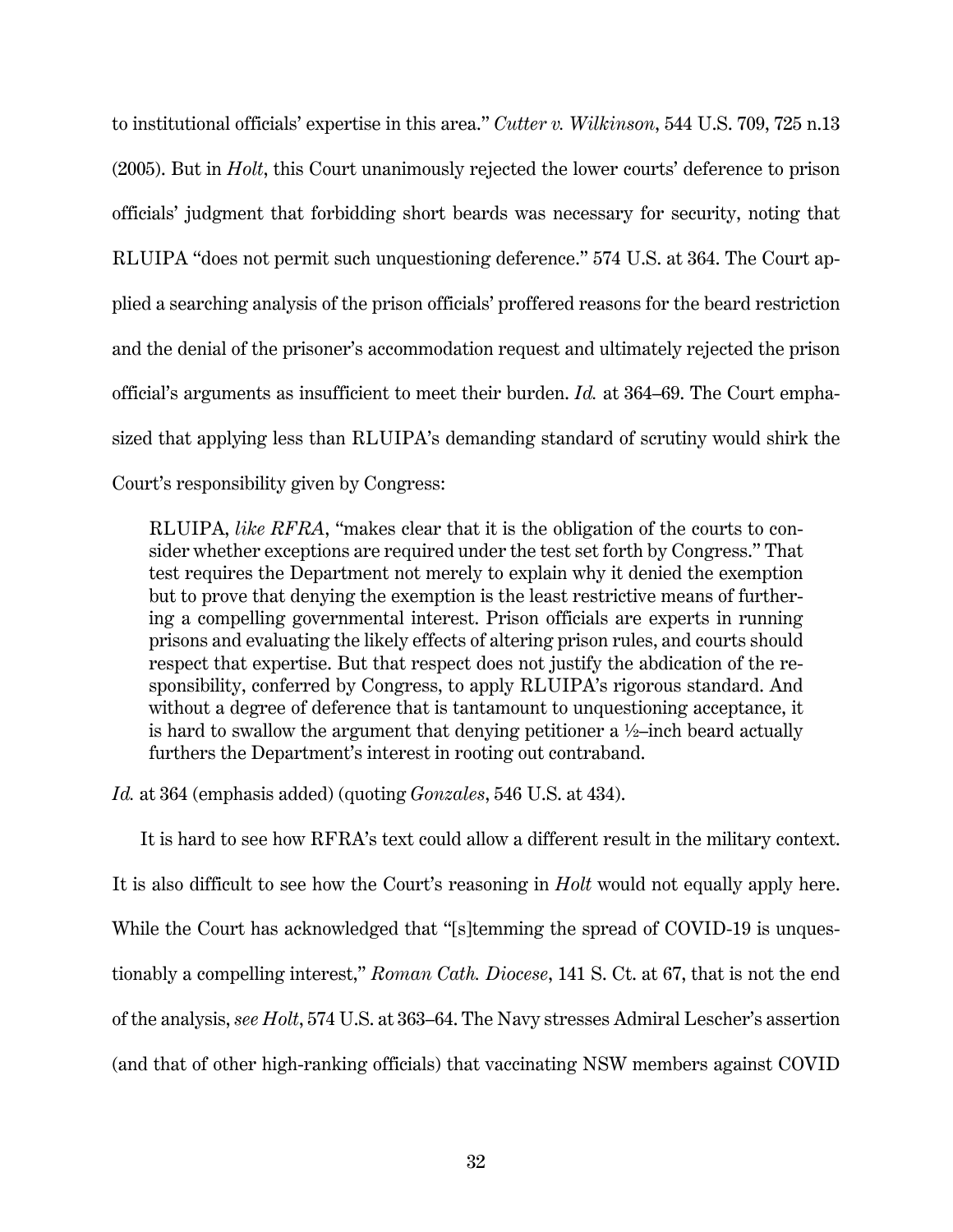to institutional officials' expertise in this area." *Cutter v. Wilkinson*, 544 U.S. 709, 725 n.13 (2005). But in *Holt*, this Court unanimously rejected the lower courts' deference to prison officials' judgment that forbidding short beards was necessary for security, noting that RLUIPA "does not permit such unquestioning deference." 574 U.S. at 364. The Court applied a searching analysis of the prison officials' proffered reasons for the beard restriction and the denial of the prisoner's accommodation request and ultimately rejected the prison official's arguments as insufficient to meet their burden. *Id.* at 364–69. The Court emphasized that applying less than RLUIPA's demanding standard of scrutiny would shirk the Court's responsibility given by Congress:

> RLUIPA, *like RFRA*, "makes clear that it is the obligation of the courts to consider whether exceptions are required under the test set forth by Congress." That test requires the Department not merely to explain why it denied the exemption but to prove that denying the exemption is the least restrictive means of furthering a compelling governmental interest. Prison officials are experts in running prisons and evaluating the likely effects of altering prison rules, and courts should respect that expertise. But that respect does not justify the abdication of the responsibility, conferred by Congress, to apply RLUIPA's rigorous standard. And without a degree of deference that is tantamount to unquestioning acceptance, it is hard to swallow the argument that denying petitioner a ½–inch beard actually furthers the Department's interest in rooting out contraband.

*Id.* at 364 (emphasis added) (quoting *Gonzales*, 546 U.S. at 434).

It is hard to see how RFRA's text could allow a different result in the military context. It is also difficult to see how the Court's reasoning in *Holt* would not equally apply here. While the Court has acknowledged that "[s]temming the spread of COVID-19 is unquestionably a compelling interest," *Roman Cath. Diocese*, 141 S. Ct. at 67, that is not the end of the analysis, *see Holt*, 574 U.S. at 363–64. The Navy stresses Admiral Lescher's assertion (and that of other high-ranking officials) that vaccinating NSW members against COVID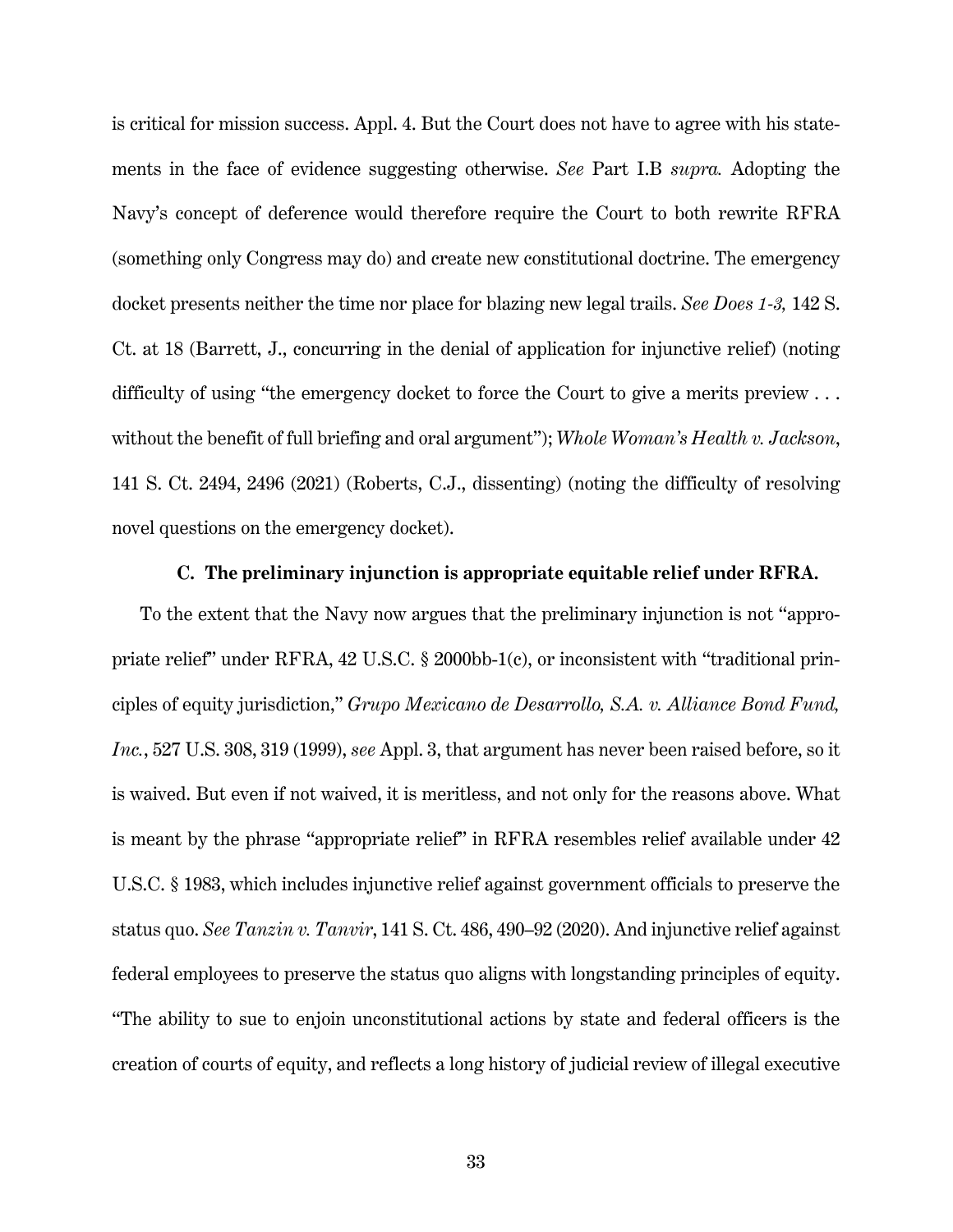is critical for mission success. Appl. 4. But the Court does not have to agree with his statements in the face of evidence suggesting otherwise. *See* Part I.B *supra.* Adopting the Navy's concept of deference would therefore require the Court to both rewrite RFRA (something only Congress may do) and create new constitutional doctrine. The emergency docket presents neither the time nor place for blazing new legal trails. *See Does 1-3,* 142 S. Ct. at 18 (Barrett, J., concurring in the denial of application for injunctive relief) (noting difficulty of using "the emergency docket to force the Court to give a merits preview . . . without the benefit of full briefing and oral argument"); *Whole Woman's Health v. Jackson*, 141 S. Ct. 2494, 2496 (2021) (Roberts, C.J., dissenting) (noting the difficulty of resolving novel questions on the emergency docket).

### C. The preliminary injunction is appropriate equitable relief under RFRA.

To the extent that the Navy now argues that the preliminary injunction is not "appropriate relief" under RFRA, 42 U.S.C. § 2000bb-1(c), or inconsistent with "traditional principles of equity jurisdiction," *Grupo Mexicano de Desarrollo, S.A. v. Alliance Bond Fund, Inc.*, 527 U.S. 308, 319 (1999), *see* Appl. 3, that argument has never been raised before, so it is waived. But even if not waived, it is meritless, and not only for the reasons above. What is meant by the phrase "appropriate relief" in RFRA resembles relief available under 42 U.S.C. § 1983, which includes injunctive relief against government officials to preserve the status quo. *See Tanzin v. Tanvir*, 141 S. Ct. 486, 490–92 (2020). And injunctive relief against federal employees to preserve the status quo aligns with longstanding principles of equity. "The ability to sue to enjoin unconstitutional actions by state and federal officers is the creation of courts of equity, and reflects a long history of judicial review of illegal executive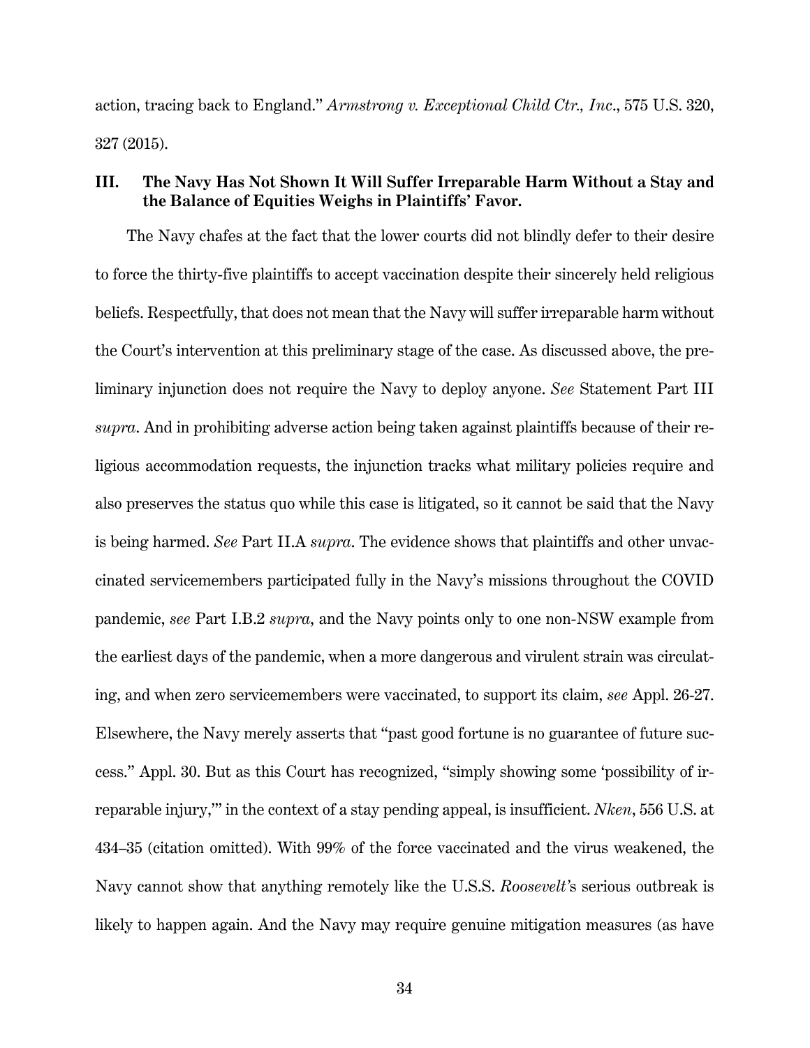action, tracing back to England." *Armstrong v. Exceptional Child Ctr., Inc*., 575 U.S. 320, 327 (2015).

### III. The Navy Has Not Shown It Will Suffer Irreparable Harm Without a Stay and the Balance of Equities Weighs in Plaintiffs' Favor.

The Navy chafes at the fact that the lower courts did not blindly defer to their desire to force the thirty-five plaintiffs to accept vaccination despite their sincerely held religious beliefs. Respectfully, that does not mean that the Navy will suffer irreparable harm without the Court's intervention at this preliminary stage of the case. As discussed above, the preliminary injunction does not require the Navy to deploy anyone. *See* Statement Part III *supra*. And in prohibiting adverse action being taken against plaintiffs because of their religious accommodation requests, the injunction tracks what military policies require and also preserves the status quo while this case is litigated, so it cannot be said that the Navy is being harmed. *See* Part II.A *supra*. The evidence shows that plaintiffs and other unvaccinated servicemembers participated fully in the Navy's missions throughout the COVID pandemic, *see* Part I.B.2 *supra*, and the Navy points only to one non-NSW example from the earliest days of the pandemic, when a more dangerous and virulent strain was circulating, and when zero servicemembers were vaccinated, to support its claim, *see* Appl. 26-27. Elsewhere, the Navy merely asserts that "past good fortune is no guarantee of future success." Appl. 30. But as this Court has recognized, "simply showing some 'possibility of irreparable injury,'" in the context of a stay pending appeal, is insufficient. *Nken*, 556 U.S. at 434–35 (citation omitted). With 99% of the force vaccinated and the virus weakened, the Navy cannot show that anything remotely like the U.S.S. *Roosevelt*'s serious outbreak is likely to happen again. And the Navy may require genuine mitigation measures (as have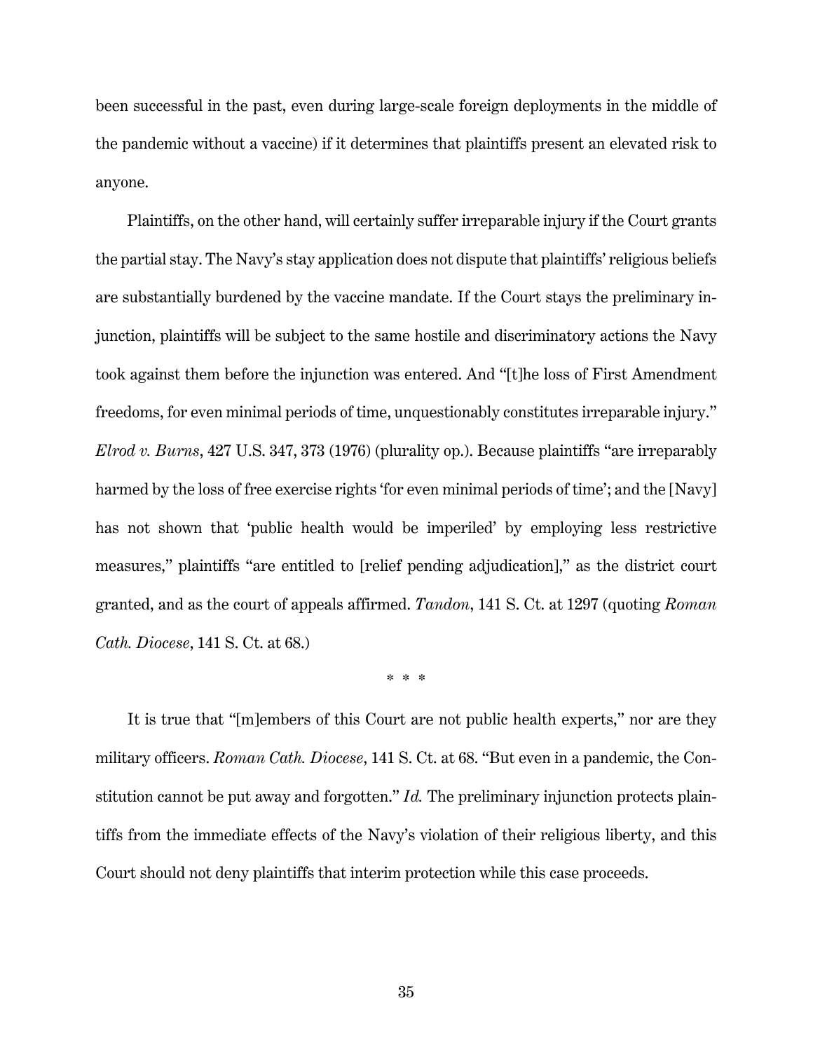been successful in the past, even during large-scale foreign deployments in the middle of the pandemic without a vaccine) if it determines that plaintiffs present an elevated risk to anyone.

Plaintiffs, on the other hand, will certainly suffer irreparable injury if the Court grants the partial stay. The Navy's stay application does not dispute that plaintiffs' religious beliefs are substantially burdened by the vaccine mandate. If the Court stays the preliminary injunction, plaintiffs will be subject to the same hostile and discriminatory actions the Navy took against them before the injunction was entered. And "[t]he loss of First Amendment freedoms, for even minimal periods of time, unquestionably constitutes irreparable injury." *Elrod v. Burns*, 427 U.S. 347, 373 (1976) (plurality op.). Because plaintiffs "are irreparably harmed by the loss of free exercise rights 'for even minimal periods of time'; and the [Navy] has not shown that 'public health would be imperiled' by employing less restrictive measures," plaintiffs "are entitled to [relief pending adjudication]," as the district court granted, and as the court of appeals affirmed. *Tandon*, 141 S. Ct. at 1297 (quoting *Roman Cath. Diocese*, 141 S. Ct. at 68.)

\* \* \*

It is true that "[m]embers of this Court are not public health experts," nor are they military officers. *Roman Cath. Diocese*, 141 S. Ct. at 68. "But even in a pandemic, the Constitution cannot be put away and forgotten." *Id.* The preliminary injunction protects plaintiffs from the immediate effects of the Navy's violation of their religious liberty, and this Court should not deny plaintiffs that interim protection while this case proceeds.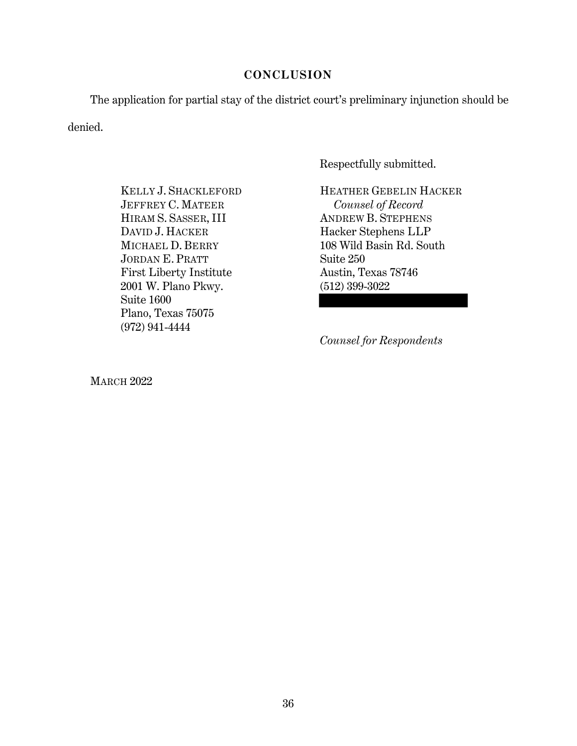## CONCLUSION

The application for partial stay of the district court's preliminary injunction should be denied.

Respectfully submitted.

KELLY J. SHACKLEFORD
JEFFREY C. MATEER
HIRAM S. SASSER, III
DAVID J. HACKER
MICHAEL D. BERRY
JORDAN E. PRATT
First Liberty Institute
2001 W. Plano Pkwy.
Suite 1600
Plano, Texas 75075
(972) 941-4444

HEATHER GEBELIN HACKER
*Counsel of Record*
ANDREW B. STEPHENS
Hacker Stephens LLP
108 Wild Basin Rd. South
Suite 250
Austin, Texas 78746
(512) 399-3022

*Counsel for Respondents*

MARCH 2022